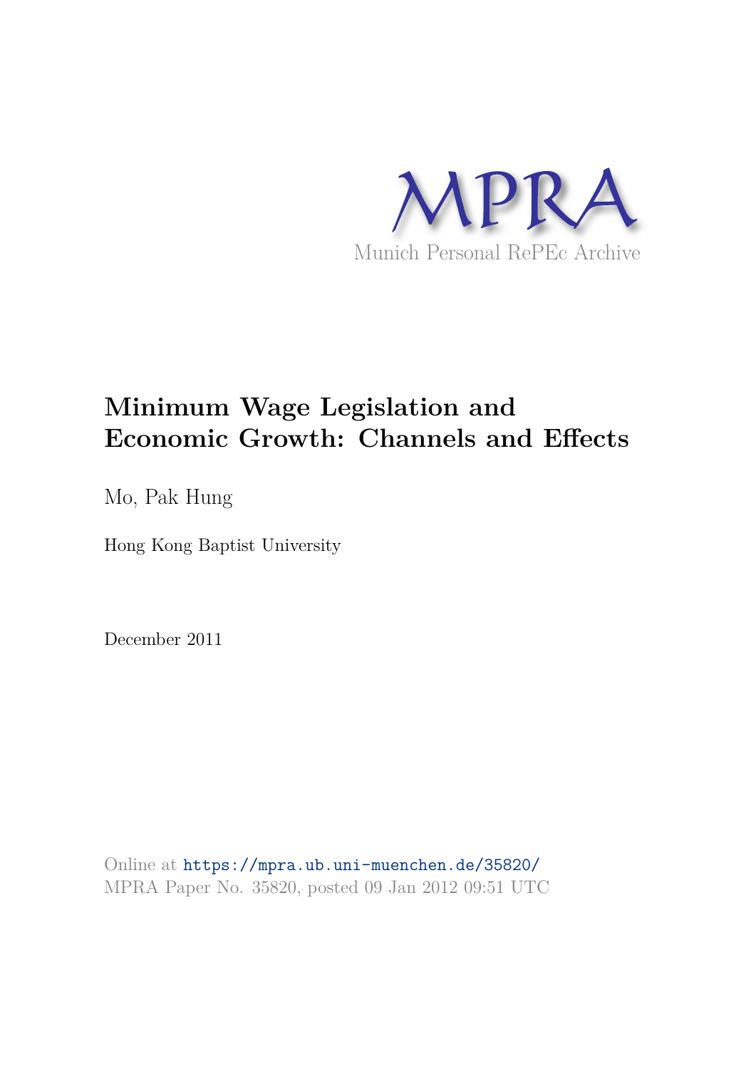MPRA

Munich Personal RePEc Archive

# Minimum Wage Legislation and Economic Growth: Channels and Effects

Mo, Pak Hung

Hong Kong Baptist University

December 2011

Online at https://mpra.ub.uni-muenchen.de/35820/
MPRA Paper No. 35820, posted 09 Jan 2012 09:51 UTC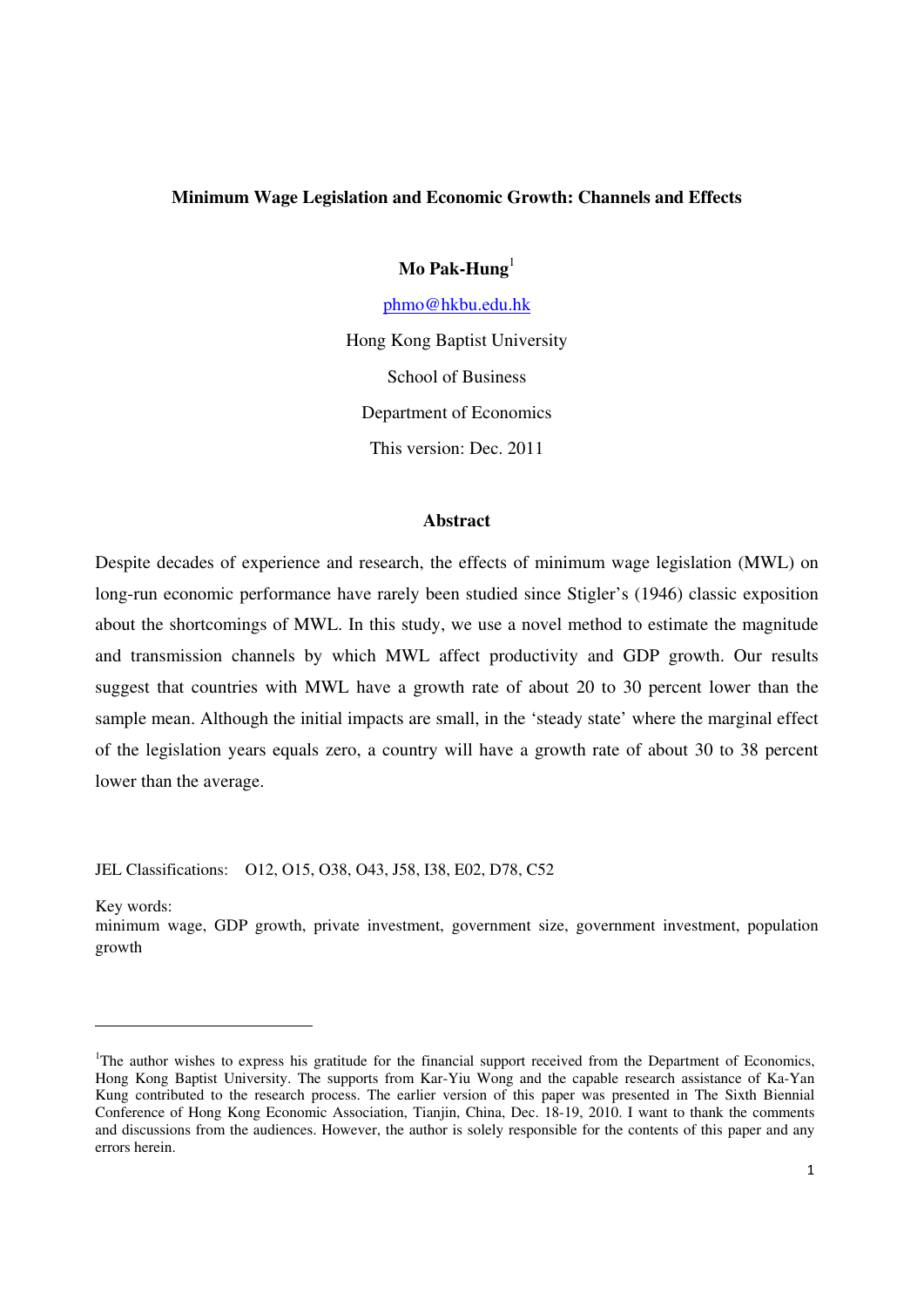**Minimum Wage Legislation and Economic Growth: Channels and Effects**

**Mo Pak-Hung**[1]

phmo@hkbu.edu.hk

Hong Kong Baptist University

School of Business

Department of Economics

This version: Dec. 2011

**Abstract**

Despite decades of experience and research, the effects of minimum wage legislation (MWL) on long-run economic performance have rarely been studied since Stigler's (1946) classic exposition about the shortcomings of MWL. In this study, we use a novel method to estimate the magnitude and transmission channels by which MWL affect productivity and GDP growth. Our results suggest that countries with MWL have a growth rate of about 20 to 30 percent lower than the sample mean. Although the initial impacts are small, in the 'steady state' where the marginal effect of the legislation years equals zero, a country will have a growth rate of about 30 to 38 percent lower than the average.

JEL Classifications: O12, O15, O38, O43, J58, I38, E02, D78, C52

Key words:
minimum wage, GDP growth, private investment, government size, government investment, population growth

[1] The author wishes to express his gratitude for the financial support received from the Department of Economics, Hong Kong Baptist University. The supports from Kar-Yiu Wong and the capable research assistance of Ka-Yan Kung contributed to the research process. The earlier version of this paper was presented in The Sixth Biennial Conference of Hong Kong Economic Association, Tianjin, China, Dec. 18-19, 2010. I want to thank the comments and discussions from the audiences. However, the author is solely responsible for the contents of this paper and any errors herein.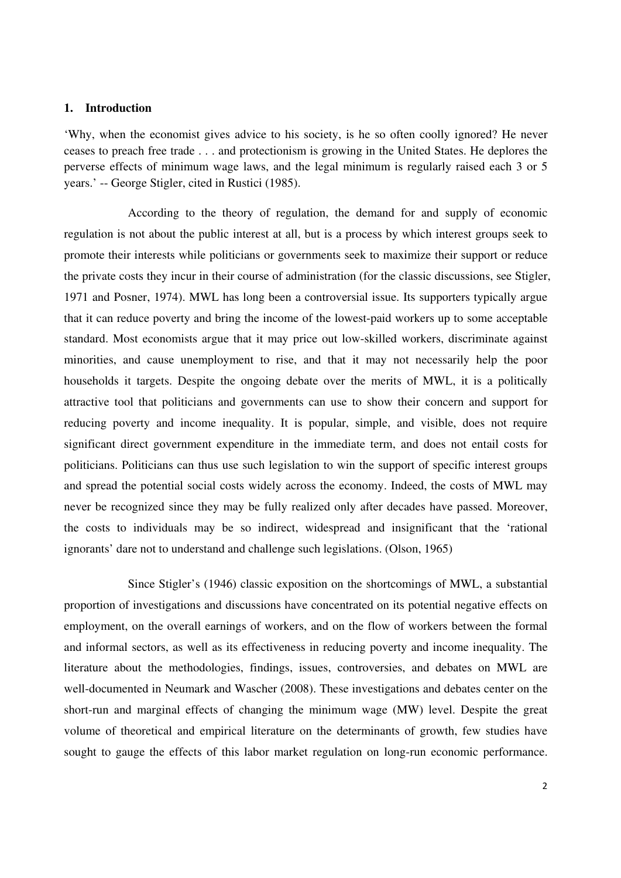## 1. Introduction

'Why, when the economist gives advice to his society, is he so often coolly ignored? He never ceases to preach free trade . . . and protectionism is growing in the United States. He deplores the perverse effects of minimum wage laws, and the legal minimum is regularly raised each 3 or 5 years.' -- George Stigler, cited in Rustici (1985).

According to the theory of regulation, the demand for and supply of economic regulation is not about the public interest at all, but is a process by which interest groups seek to promote their interests while politicians or governments seek to maximize their support or reduce the private costs they incur in their course of administration (for the classic discussions, see Stigler, 1971 and Posner, 1974). MWL has long been a controversial issue. Its supporters typically argue that it can reduce poverty and bring the income of the lowest-paid workers up to some acceptable standard. Most economists argue that it may price out low-skilled workers, discriminate against minorities, and cause unemployment to rise, and that it may not necessarily help the poor households it targets. Despite the ongoing debate over the merits of MWL, it is a politically attractive tool that politicians and governments can use to show their concern and support for reducing poverty and income inequality. It is popular, simple, and visible, does not require significant direct government expenditure in the immediate term, and does not entail costs for politicians. Politicians can thus use such legislation to win the support of specific interest groups and spread the potential social costs widely across the economy. Indeed, the costs of MWL may never be recognized since they may be fully realized only after decades have passed. Moreover, the costs to individuals may be so indirect, widespread and insignificant that the 'rational ignorants' dare not to understand and challenge such legislations. (Olson, 1965)

Since Stigler's (1946) classic exposition on the shortcomings of MWL, a substantial proportion of investigations and discussions have concentrated on its potential negative effects on employment, on the overall earnings of workers, and on the flow of workers between the formal and informal sectors, as well as its effectiveness in reducing poverty and income inequality. The literature about the methodologies, findings, issues, controversies, and debates on MWL are well-documented in Neumark and Wascher (2008). These investigations and debates center on the short-run and marginal effects of changing the minimum wage (MW) level. Despite the great volume of theoretical and empirical literature on the determinants of growth, few studies have sought to gauge the effects of this labor market regulation on long-run economic performance.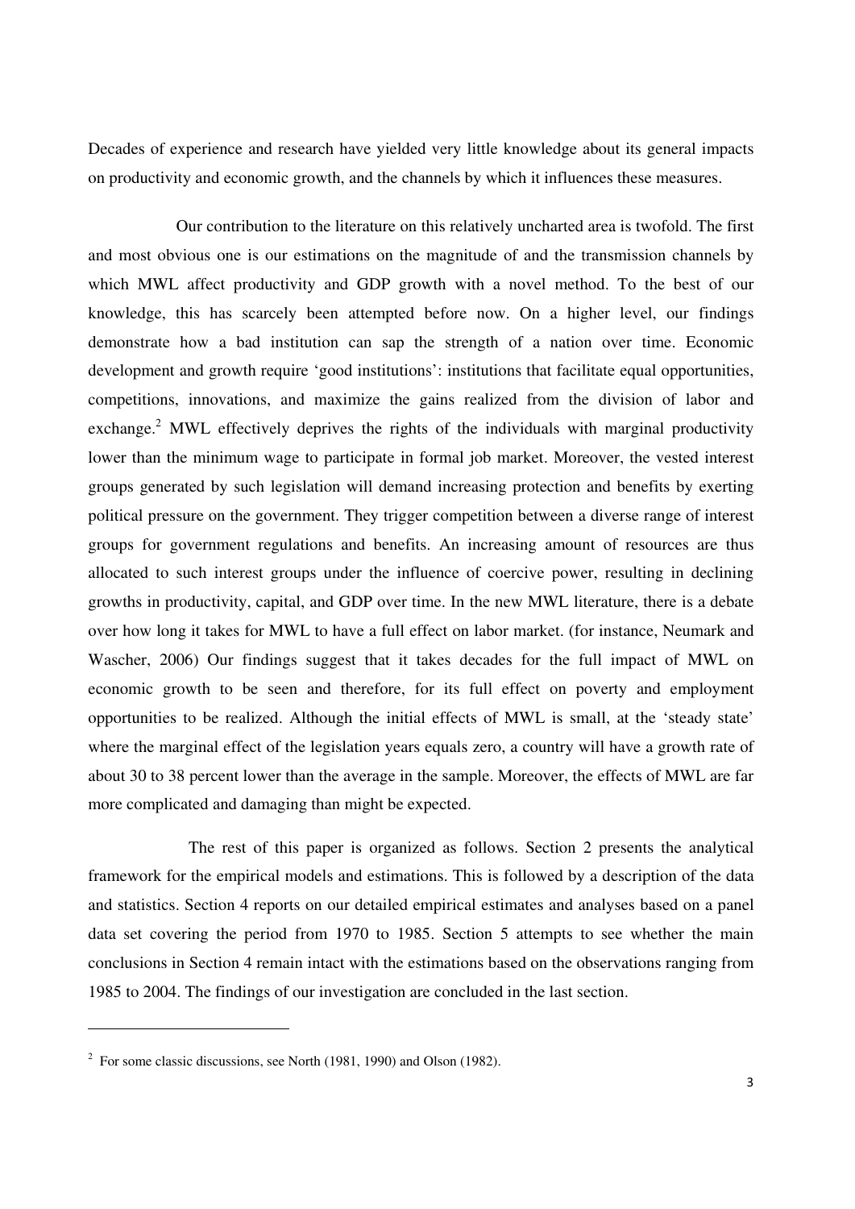Decades of experience and research have yielded very little knowledge about its general impacts on productivity and economic growth, and the channels by which it influences these measures.

Our contribution to the literature on this relatively uncharted area is twofold. The first and most obvious one is our estimations on the magnitude of and the transmission channels by which MWL affect productivity and GDP growth with a novel method. To the best of our knowledge, this has scarcely been attempted before now. On a higher level, our findings demonstrate how a bad institution can sap the strength of a nation over time. Economic development and growth require 'good institutions': institutions that facilitate equal opportunities, competitions, innovations, and maximize the gains realized from the division of labor and exchange.[2] MWL effectively deprives the rights of the individuals with marginal productivity lower than the minimum wage to participate in formal job market. Moreover, the vested interest groups generated by such legislation will demand increasing protection and benefits by exerting political pressure on the government. They trigger competition between a diverse range of interest groups for government regulations and benefits. An increasing amount of resources are thus allocated to such interest groups under the influence of coercive power, resulting in declining growths in productivity, capital, and GDP over time. In the new MWL literature, there is a debate over how long it takes for MWL to have a full effect on labor market. (for instance, Neumark and Wascher, 2006) Our findings suggest that it takes decades for the full impact of MWL on economic growth to be seen and therefore, for its full effect on poverty and employment opportunities to be realized. Although the initial effects of MWL is small, at the 'steady state' where the marginal effect of the legislation years equals zero, a country will have a growth rate of about 30 to 38 percent lower than the average in the sample. Moreover, the effects of MWL are far more complicated and damaging than might be expected.

The rest of this paper is organized as follows. Section 2 presents the analytical framework for the empirical models and estimations. This is followed by a description of the data and statistics. Section 4 reports on our detailed empirical estimates and analyses based on a panel data set covering the period from 1970 to 1985. Section 5 attempts to see whether the main conclusions in Section 4 remain intact with the estimations based on the observations ranging from 1985 to 2004. The findings of our investigation are concluded in the last section.

---

[2] For some classic discussions, see North (1981, 1990) and Olson (1982).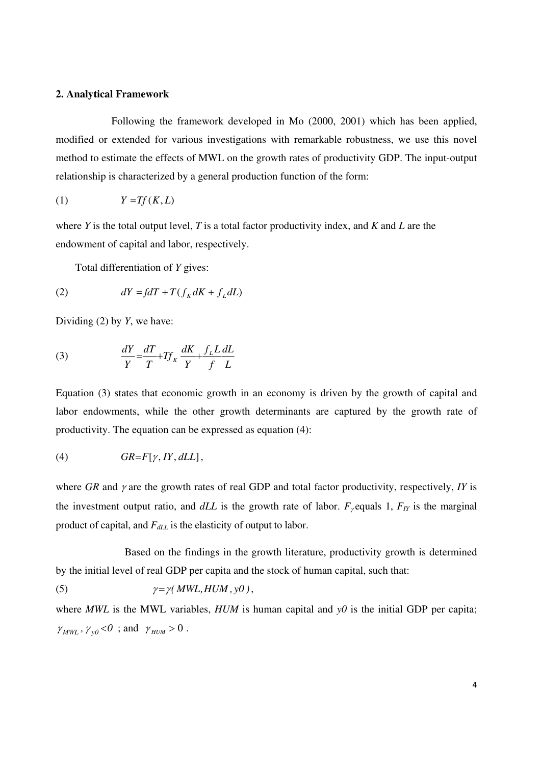### 2. Analytical Framework

Following the framework developed in Mo (2000, 2001) which has been applied, modified or extended for various investigations with remarkable robustness, we use this novel method to estimate the effects of MWL on the growth rates of productivity GDP. The input-output relationship is characterized by a general production function of the form:

$$(1) \qquad Y = Tf(K, L)$$

where $Y$ is the total output level, $T$ is a total factor productivity index, and $K$ and $L$ are the endowment of capital and labor, respectively.

Total differentiation of $Y$ gives:

$$(2) \qquad dY = fdT + T(f_K dK + f_L dL)$$

Dividing (2) by $Y$, we have:

$$(3) \qquad \frac{dY}{Y} = \frac{dT}{T} + Tf_K \frac{dK}{Y} + \frac{f_L L}{f}\frac{dL}{L}$$

Equation (3) states that economic growth in an economy is driven by the growth of capital and labor endowments, while the other growth determinants are captured by the growth rate of productivity. The equation can be expressed as equation (4):

$$(4) \qquad GR = F[\gamma, IY, dLL],$$

where $GR$ and $\gamma$ are the growth rates of real GDP and total factor productivity, respectively, $IY$ is the investment output ratio, and $dLL$ is the growth rate of labor. $F_\gamma$ equals 1, $F_{IY}$ is the marginal product of capital, and $F_{dLL}$ is the elasticity of output to labor.

Based on the findings in the growth literature, productivity growth is determined by the initial level of real GDP per capita and the stock of human capital, such that:

$$(5) \qquad \gamma = \gamma(MWL, HUM, y0),$$

where $MWL$ is the MWL variables, $HUM$ is human capital and $y0$ is the initial GDP per capita; $\gamma_{MWL}, \gamma_{y0} < 0$ ; and $\gamma_{HUM} > 0$ .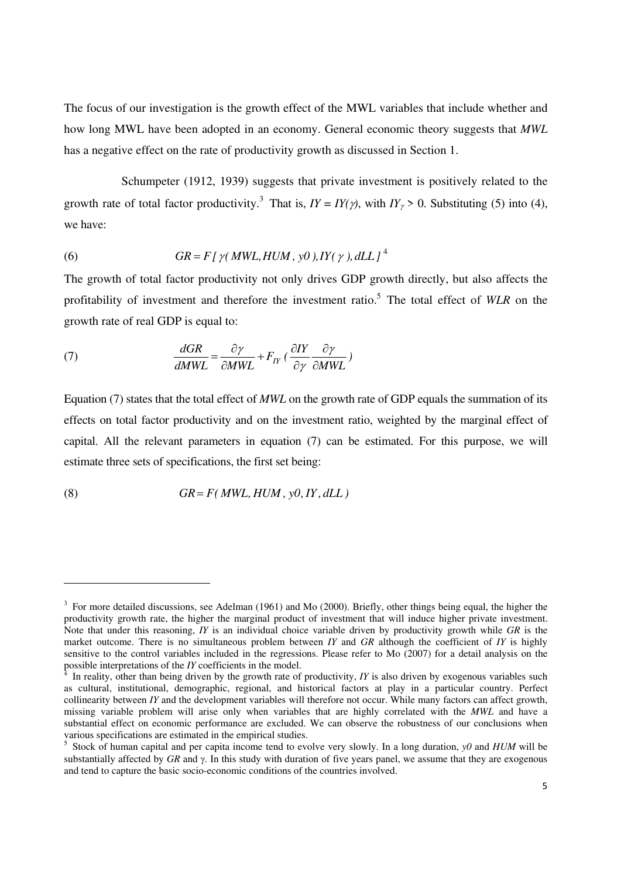The focus of our investigation is the growth effect of the MWL variables that include whether and how long MWL have been adopted in an economy. General economic theory suggests that *MWL* has a negative effect on the rate of productivity growth as discussed in Section 1.

Schumpeter (1912, 1939) suggests that private investment is positively related to the growth rate of total factor productivity.[3] That is, $IY = IY(\gamma)$, with $IY_{\gamma} > 0$. Substituting (5) into (4), we have:

$$GR = F\,[\,\gamma(\,MWL, HUM\,,\,y0\,), IY(\,\gamma\,), dLL\,] \tag{6}$$

[4]

The growth of total factor productivity not only drives GDP growth directly, but also affects the profitability of investment and therefore the investment ratio.[5] The total effect of *WLR* on the growth rate of real GDP is equal to:

$$\frac{dGR}{dMWL} = \frac{\partial \gamma}{\partial MWL} + F_{IY}\,(\,\frac{\partial IY}{\partial \gamma}\frac{\partial \gamma}{\partial MWL}\,) \tag{7}$$

Equation (7) states that the total effect of *MWL* on the growth rate of GDP equals the summation of its effects on total factor productivity and on the investment ratio, weighted by the marginal effect of capital. All the relevant parameters in equation (7) can be estimated. For this purpose, we will estimate three sets of specifications, the first set being:

$$GR = F(\,MWL, HUM\,,\,y0, IY\,, dLL\,) \tag{8}$$

---

[3] For more detailed discussions, see Adelman (1961) and Mo (2000). Briefly, other things being equal, the higher the productivity growth rate, the higher the marginal product of investment that will induce higher private investment. Note that under this reasoning, *IY* is an individual choice variable driven by productivity growth while *GR* is the market outcome. There is no simultaneous problem between *IY* and *GR* although the coefficient of *IY* is highly sensitive to the control variables included in the regressions. Please refer to Mo (2007) for a detail analysis on the possible interpretations of the *IY* coefficients in the model.

[4] In reality, other than being driven by the growth rate of productivity, *IY* is also driven by exogenous variables such as cultural, institutional, demographic, regional, and historical factors at play in a particular country. Perfect collinearity between *IY* and the development variables will therefore not occur. While many factors can affect growth, missing variable problem will arise only when variables that are highly correlated with the *MWL* and have a substantial effect on economic performance are excluded. We can observe the robustness of our conclusions when various specifications are estimated in the empirical studies.

[5] Stock of human capital and per capita income tend to evolve very slowly. In a long duration, *y0* and *HUM* will be substantially affected by *GR* and $\gamma$. In this study with duration of five years panel, we assume that they are exogenous and tend to capture the basic socio-economic conditions of the countries involved.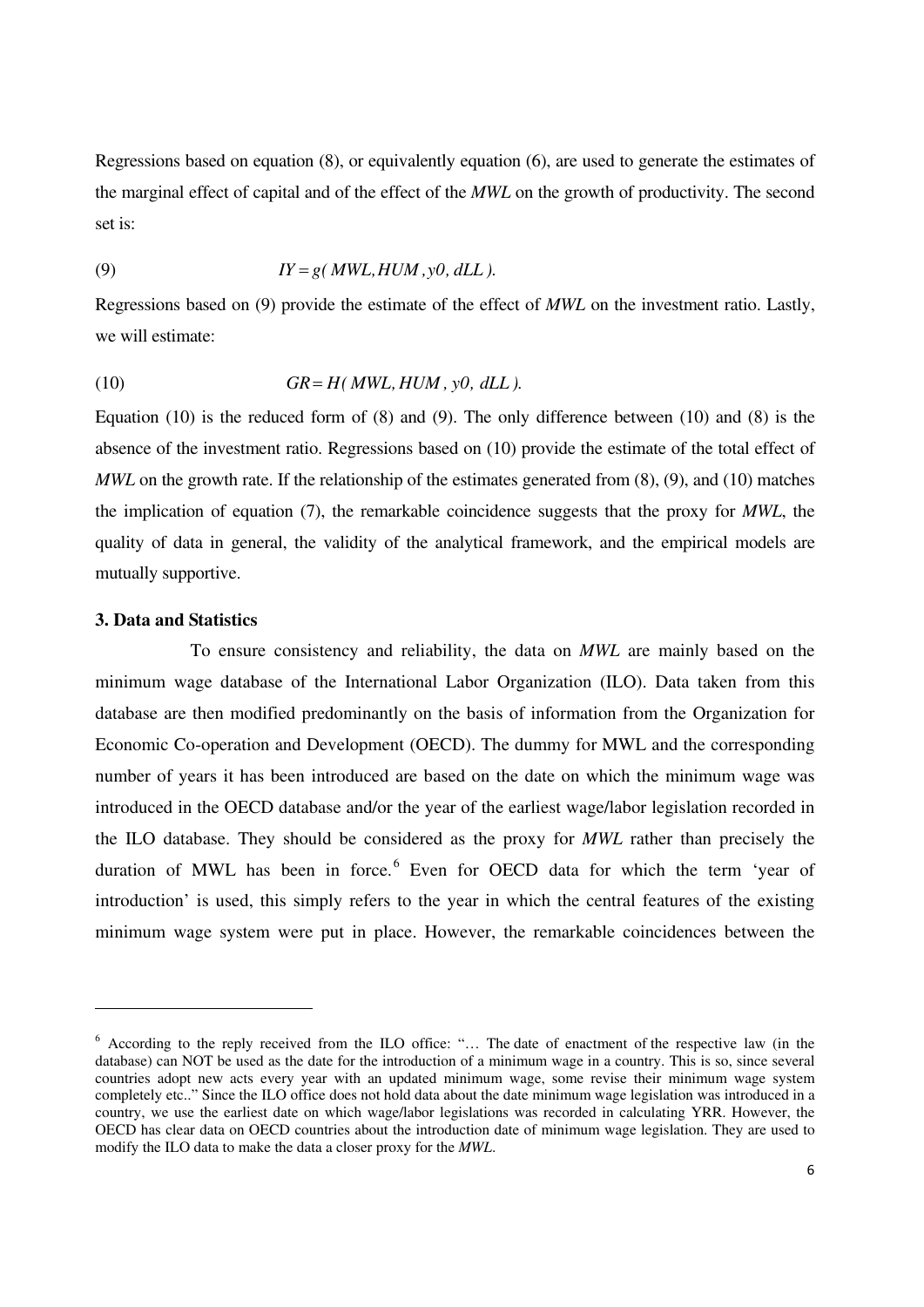Regressions based on equation (8), or equivalently equation (6), are used to generate the estimates of the marginal effect of capital and of the effect of the *MWL* on the growth of productivity. The second set is:

$$IY = g(\, MWL, HUM\, , y0,\, dLL\, ). \tag{9}$$

Regressions based on (9) provide the estimate of the effect of *MWL* on the investment ratio. Lastly, we will estimate:

$$GR = H(\, MWL, HUM\, , \; y0, \; dLL\, ). \tag{10}$$

Equation (10) is the reduced form of (8) and (9). The only difference between (10) and (8) is the absence of the investment ratio. Regressions based on (10) provide the estimate of the total effect of *MWL* on the growth rate. If the relationship of the estimates generated from (8), (9), and (10) matches the implication of equation (7), the remarkable coincidence suggests that the proxy for *MWL*, the quality of data in general, the validity of the analytical framework, and the empirical models are mutually supportive.

### 3. Data and Statistics

To ensure consistency and reliability, the data on *MWL* are mainly based on the minimum wage database of the International Labor Organization (ILO). Data taken from this database are then modified predominantly on the basis of information from the Organization for Economic Co-operation and Development (OECD). The dummy for MWL and the corresponding number of years it has been introduced are based on the date on which the minimum wage was introduced in the OECD database and/or the year of the earliest wage/labor legislation recorded in the ILO database. They should be considered as the proxy for *MWL* rather than precisely the duration of MWL has been in force.[6] Even for OECD data for which the term 'year of introduction' is used, this simply refers to the year in which the central features of the existing minimum wage system were put in place. However, the remarkable coincidences between the

---

[6] According to the reply received from the ILO office: "… The date of enactment of the respective law (in the database) can NOT be used as the date for the introduction of a minimum wage in a country. This is so, since several countries adopt new acts every year with an updated minimum wage, some revise their minimum wage system completely etc.." Since the ILO office does not hold data about the date minimum wage legislation was introduced in a country, we use the earliest date on which wage/labor legislations was recorded in calculating YRR. However, the OECD has clear data on OECD countries about the introduction date of minimum wage legislation. They are used to modify the ILO data to make the data a closer proxy for the *MWL*.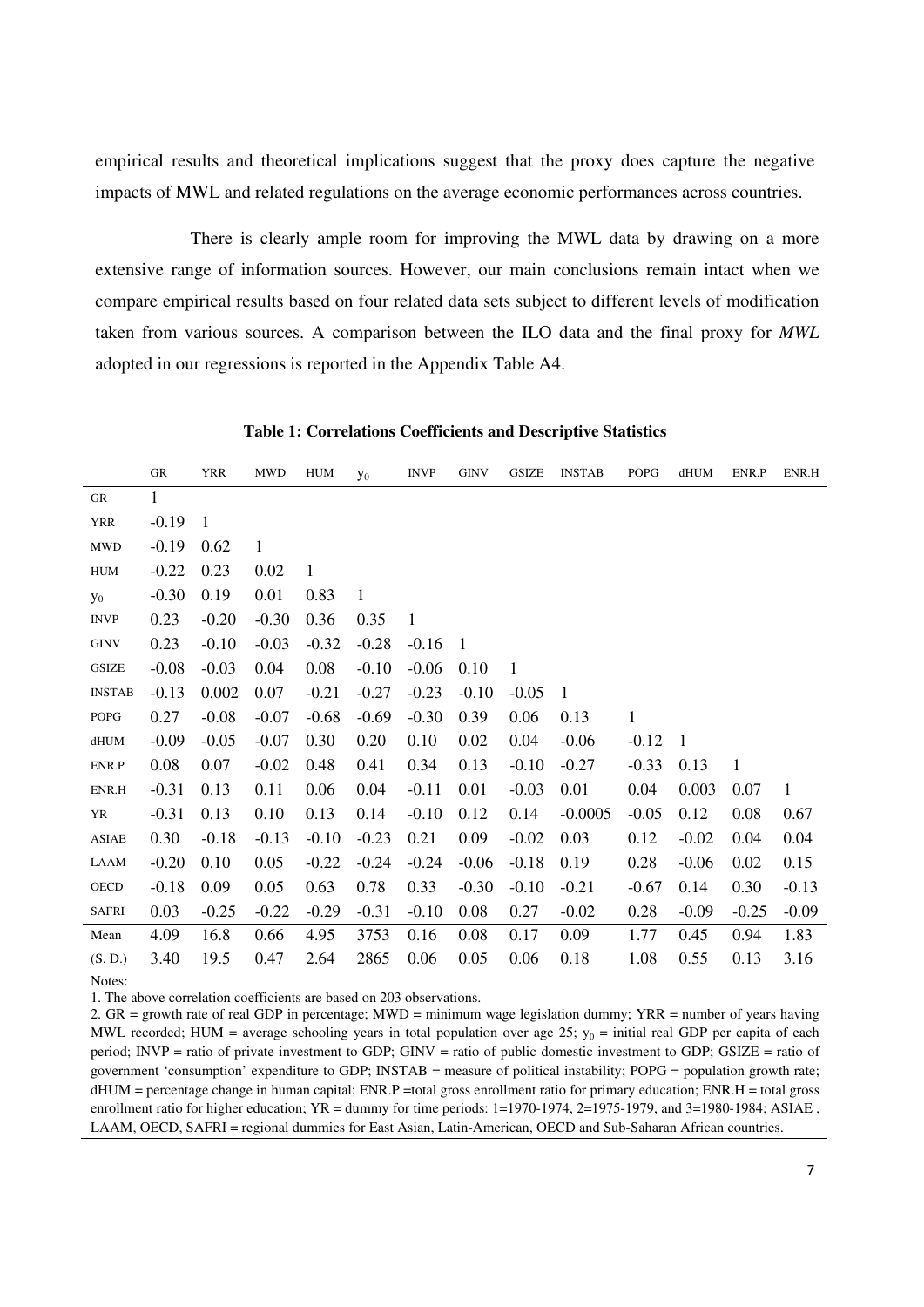empirical results and theoretical implications suggest that the proxy does capture the negative impacts of MWL and related regulations on the average economic performances across countries.

There is clearly ample room for improving the MWL data by drawing on a more extensive range of information sources. However, our main conclusions remain intact when we compare empirical results based on four related data sets subject to different levels of modification taken from various sources. A comparison between the ILO data and the final proxy for *MWL* adopted in our regressions is reported in the Appendix Table A4.

**Table 1: Correlations Coefficients and Descriptive Statistics**

| | GR | YRR | MWD | HUM | $y_0$ | INVP | GINV | GSIZE | INSTAB | POPG | dHUM | ENR.P | ENR.H |
|---|---|---|---|---|---|---|---|---|---|---|---|---|---|
| GR | 1 | | | | | | | | | | | | |
| YRR | -0.19 | 1 | | | | | | | | | | | |
| MWD | -0.19 | 0.62 | 1 | | | | | | | | | | |
| HUM | -0.22 | 0.23 | 0.02 | 1 | | | | | | | | | |
| $y_0$ | -0.30 | 0.19 | 0.01 | 0.83 | 1 | | | | | | | | |
| INVP | 0.23 | -0.20 | -0.30 | 0.36 | 0.35 | 1 | | | | | | | |
| GINV | 0.23 | -0.10 | -0.03 | -0.32 | -0.28 | -0.16 | 1 | | | | | | |
| GSIZE | -0.08 | -0.03 | 0.04 | 0.08 | -0.10 | -0.06 | 0.10 | 1 | | | | | |
| INSTAB | -0.13 | 0.002 | 0.07 | -0.21 | -0.27 | -0.23 | -0.10 | -0.05 | 1 | | | | |
| POPG | 0.27 | -0.08 | -0.07 | -0.68 | -0.69 | -0.30 | 0.39 | 0.06 | 0.13 | 1 | | | |
| dHUM | -0.09 | -0.05 | -0.07 | 0.30 | 0.20 | 0.10 | 0.02 | 0.04 | -0.06 | -0.12 | 1 | | |
| ENR.P | 0.08 | 0.07 | -0.02 | 0.48 | 0.41 | 0.34 | 0.13 | -0.10 | -0.27 | -0.33 | 0.13 | 1 | |
| ENR.H | -0.31 | 0.13 | 0.11 | 0.06 | 0.04 | -0.11 | 0.01 | -0.03 | 0.01 | 0.04 | 0.003 | 0.07 | 1 |
| YR | -0.31 | 0.13 | 0.10 | 0.13 | 0.14 | -0.10 | 0.12 | 0.14 | -0.0005 | -0.05 | 0.12 | 0.08 | 0.67 |
| ASIAE | 0.30 | -0.18 | -0.13 | -0.10 | -0.23 | 0.21 | 0.09 | -0.02 | 0.03 | 0.12 | -0.02 | 0.04 | 0.04 |
| LAAM | -0.20 | 0.10 | 0.05 | -0.22 | -0.24 | -0.24 | -0.06 | -0.18 | 0.19 | 0.28 | -0.06 | 0.02 | 0.15 |
| OECD | -0.18 | 0.09 | 0.05 | 0.63 | 0.78 | 0.33 | -0.30 | -0.10 | -0.21 | -0.67 | 0.14 | 0.30 | -0.13 |
| SAFRI | 0.03 | -0.25 | -0.22 | -0.29 | -0.31 | -0.10 | 0.08 | 0.27 | -0.02 | 0.28 | -0.09 | -0.25 | -0.09 |
| Mean | 4.09 | 16.8 | 0.66 | 4.95 | 3753 | 0.16 | 0.08 | 0.17 | 0.09 | 1.77 | 0.45 | 0.94 | 1.83 |
| (S. D.) | 3.40 | 19.5 | 0.47 | 2.64 | 2865 | 0.06 | 0.05 | 0.06 | 0.18 | 1.08 | 0.55 | 0.13 | 3.16 |

Notes:

1. The above correlation coefficients are based on 203 observations.
2. GR = growth rate of real GDP in percentage; MWD = minimum wage legislation dummy; YRR = number of years having MWL recorded; HUM = average schooling years in total population over age 25; $y_0$ = initial real GDP per capita of each period; INVP = ratio of private investment to GDP; GINV = ratio of public domestic investment to GDP; GSIZE = ratio of government 'consumption' expenditure to GDP; INSTAB = measure of political instability; POPG = population growth rate; dHUM = percentage change in human capital; ENR.P =total gross enrollment ratio for primary education; ENR.H = total gross enrollment ratio for higher education; YR = dummy for time periods: 1=1970-1974, 2=1975-1979, and 3=1980-1984; ASIAE , LAAM, OECD, SAFRI = regional dummies for East Asian, Latin-American, OECD and Sub-Saharan African countries.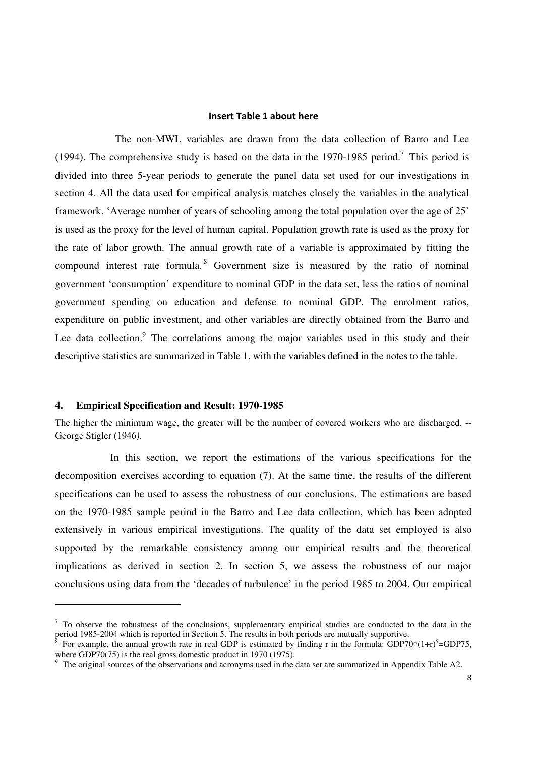**Insert Table 1 about here**

The non-MWL variables are drawn from the data collection of Barro and Lee (1994). The comprehensive study is based on the data in the 1970-1985 period.[7] This period is divided into three 5-year periods to generate the panel data set used for our investigations in section 4. All the data used for empirical analysis matches closely the variables in the analytical framework. 'Average number of years of schooling among the total population over the age of 25' is used as the proxy for the level of human capital. Population growth rate is used as the proxy for the rate of labor growth. The annual growth rate of a variable is approximated by fitting the compound interest rate formula.[8] Government size is measured by the ratio of nominal government 'consumption' expenditure to nominal GDP in the data set, less the ratios of nominal government spending on education and defense to nominal GDP. The enrolment ratios, expenditure on public investment, and other variables are directly obtained from the Barro and Lee data collection.[9] The correlations among the major variables used in this study and their descriptive statistics are summarized in Table 1, with the variables defined in the notes to the table.

## 4. Empirical Specification and Result: 1970-1985

The higher the minimum wage, the greater will be the number of covered workers who are discharged. -- George Stigler (1946*).*

In this section, we report the estimations of the various specifications for the decomposition exercises according to equation (7). At the same time, the results of the different specifications can be used to assess the robustness of our conclusions. The estimations are based on the 1970-1985 sample period in the Barro and Lee data collection, which has been adopted extensively in various empirical investigations. The quality of the data set employed is also supported by the remarkable consistency among our empirical results and the theoretical implications as derived in section 2. In section 5, we assess the robustness of our major conclusions using data from the 'decades of turbulence' in the period 1985 to 2004. Our empirical

---

[7] To observe the robustness of the conclusions, supplementary empirical studies are conducted to the data in the period 1985-2004 which is reported in Section 5. The results in both periods are mutually supportive.

[8] For example, the annual growth rate in real GDP is estimated by finding r in the formula: $GDP70*(1+r)^5=GDP75$, where GDP70(75) is the real gross domestic product in 1970 (1975).

[9] The original sources of the observations and acronyms used in the data set are summarized in Appendix Table A2.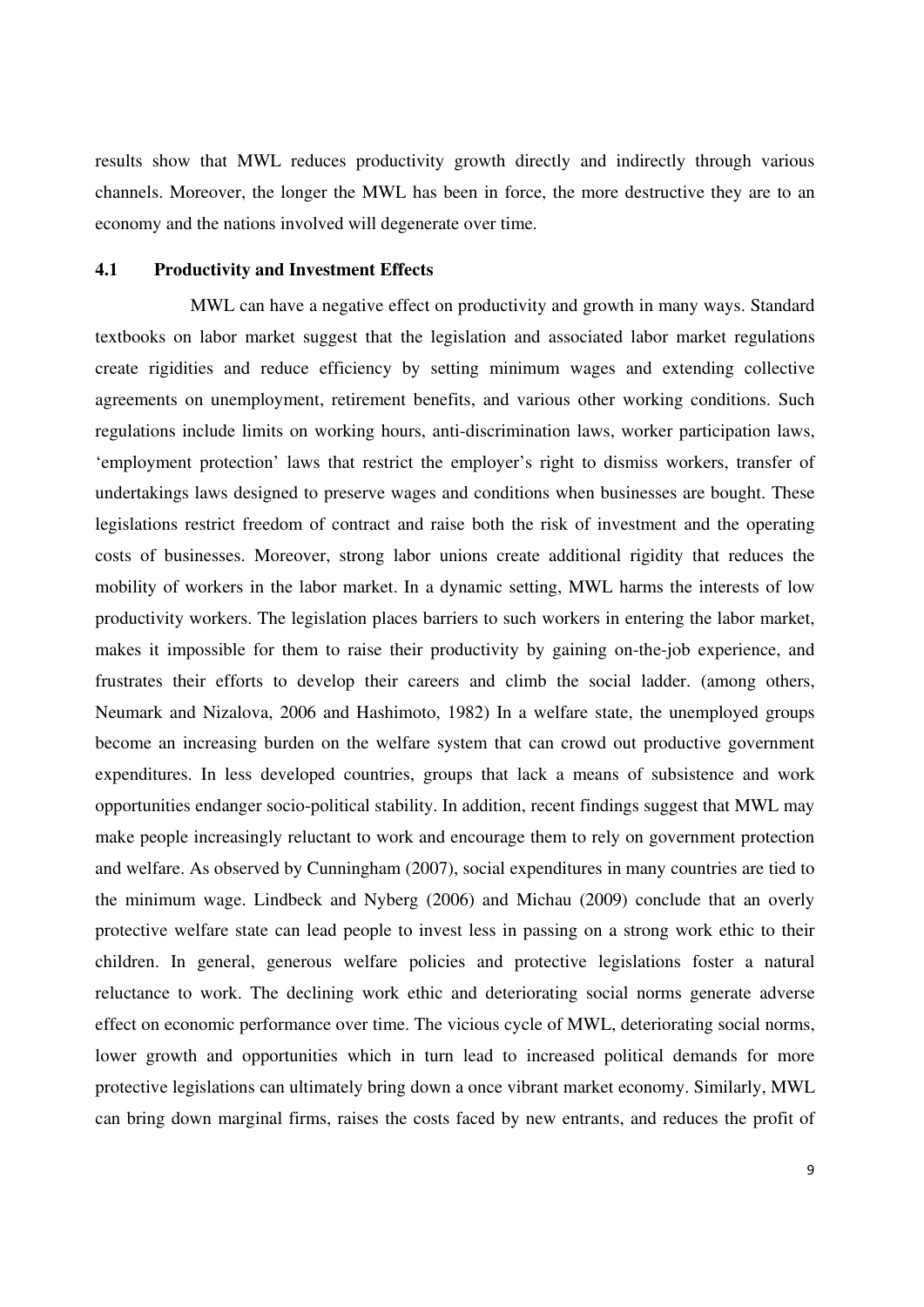results show that MWL reduces productivity growth directly and indirectly through various channels. Moreover, the longer the MWL has been in force, the more destructive they are to an economy and the nations involved will degenerate over time.

### 4.1 Productivity and Investment Effects

MWL can have a negative effect on productivity and growth in many ways. Standard textbooks on labor market suggest that the legislation and associated labor market regulations create rigidities and reduce efficiency by setting minimum wages and extending collective agreements on unemployment, retirement benefits, and various other working conditions. Such regulations include limits on working hours, anti-discrimination laws, worker participation laws, 'employment protection' laws that restrict the employer's right to dismiss workers, transfer of undertakings laws designed to preserve wages and conditions when businesses are bought. These legislations restrict freedom of contract and raise both the risk of investment and the operating costs of businesses. Moreover, strong labor unions create additional rigidity that reduces the mobility of workers in the labor market. In a dynamic setting, MWL harms the interests of low productivity workers. The legislation places barriers to such workers in entering the labor market, makes it impossible for them to raise their productivity by gaining on-the-job experience, and frustrates their efforts to develop their careers and climb the social ladder. (among others, Neumark and Nizalova, 2006 and Hashimoto, 1982) In a welfare state, the unemployed groups become an increasing burden on the welfare system that can crowd out productive government expenditures. In less developed countries, groups that lack a means of subsistence and work opportunities endanger socio-political stability. In addition, recent findings suggest that MWL may make people increasingly reluctant to work and encourage them to rely on government protection and welfare. As observed by Cunningham (2007), social expenditures in many countries are tied to the minimum wage. Lindbeck and Nyberg (2006) and Michau (2009) conclude that an overly protective welfare state can lead people to invest less in passing on a strong work ethic to their children. In general, generous welfare policies and protective legislations foster a natural reluctance to work. The declining work ethic and deteriorating social norms generate adverse effect on economic performance over time. The vicious cycle of MWL, deteriorating social norms, lower growth and opportunities which in turn lead to increased political demands for more protective legislations can ultimately bring down a once vibrant market economy. Similarly, MWL can bring down marginal firms, raises the costs faced by new entrants, and reduces the profit of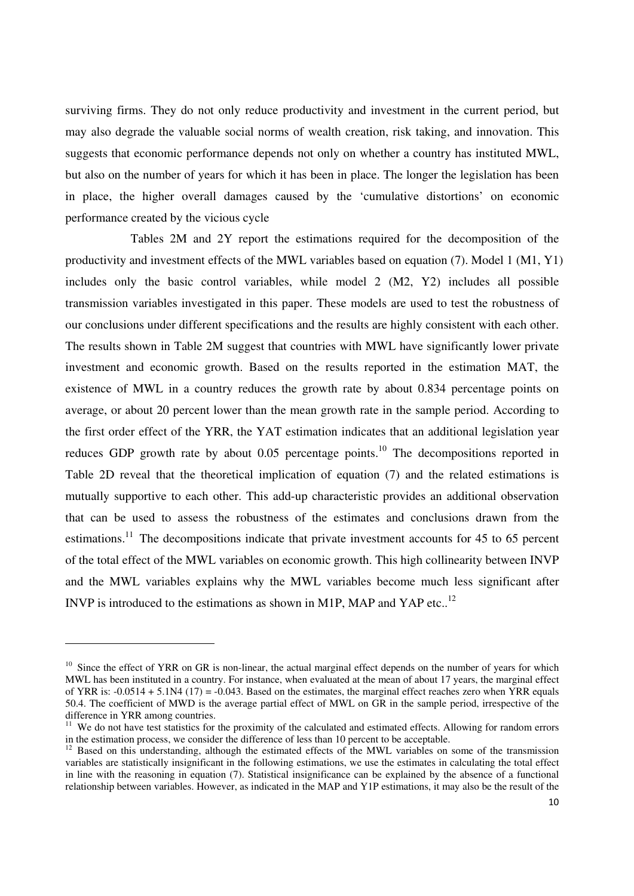surviving firms. They do not only reduce productivity and investment in the current period, but may also degrade the valuable social norms of wealth creation, risk taking, and innovation. This suggests that economic performance depends not only on whether a country has instituted MWL, but also on the number of years for which it has been in place. The longer the legislation has been in place, the higher overall damages caused by the 'cumulative distortions' on economic performance created by the vicious cycle

Tables 2M and 2Y report the estimations required for the decomposition of the productivity and investment effects of the MWL variables based on equation (7). Model 1 (M1, Y1) includes only the basic control variables, while model 2 (M2, Y2) includes all possible transmission variables investigated in this paper. These models are used to test the robustness of our conclusions under different specifications and the results are highly consistent with each other. The results shown in Table 2M suggest that countries with MWL have significantly lower private investment and economic growth. Based on the results reported in the estimation MAT, the existence of MWL in a country reduces the growth rate by about 0.834 percentage points on average, or about 20 percent lower than the mean growth rate in the sample period. According to the first order effect of the YRR, the YAT estimation indicates that an additional legislation year reduces GDP growth rate by about 0.05 percentage points.[10] The decompositions reported in Table 2D reveal that the theoretical implication of equation (7) and the related estimations is mutually supportive to each other. This add-up characteristic provides an additional observation that can be used to assess the robustness of the estimates and conclusions drawn from the estimations.[11] The decompositions indicate that private investment accounts for 45 to 65 percent of the total effect of the MWL variables on economic growth. This high collinearity between INVP and the MWL variables explains why the MWL variables become much less significant after INVP is introduced to the estimations as shown in M1P, MAP and YAP etc..[12]

---

[10] Since the effect of YRR on GR is non-linear, the actual marginal effect depends on the number of years for which MWL has been instituted in a country. For instance, when evaluated at the mean of about 17 years, the marginal effect of YRR is: -0.0514 + 5.1N4 (17) = -0.043. Based on the estimates, the marginal effect reaches zero when YRR equals 50.4. The coefficient of MWD is the average partial effect of MWL on GR in the sample period, irrespective of the difference in YRR among countries.

[11] We do not have test statistics for the proximity of the calculated and estimated effects. Allowing for random errors in the estimation process, we consider the difference of less than 10 percent to be acceptable.

[12] Based on this understanding, although the estimated effects of the MWL variables on some of the transmission variables are statistically insignificant in the following estimations, we use the estimates in calculating the total effect in line with the reasoning in equation (7). Statistical insignificance can be explained by the absence of a functional relationship between variables. However, as indicated in the MAP and Y1P estimations, it may also be the result of the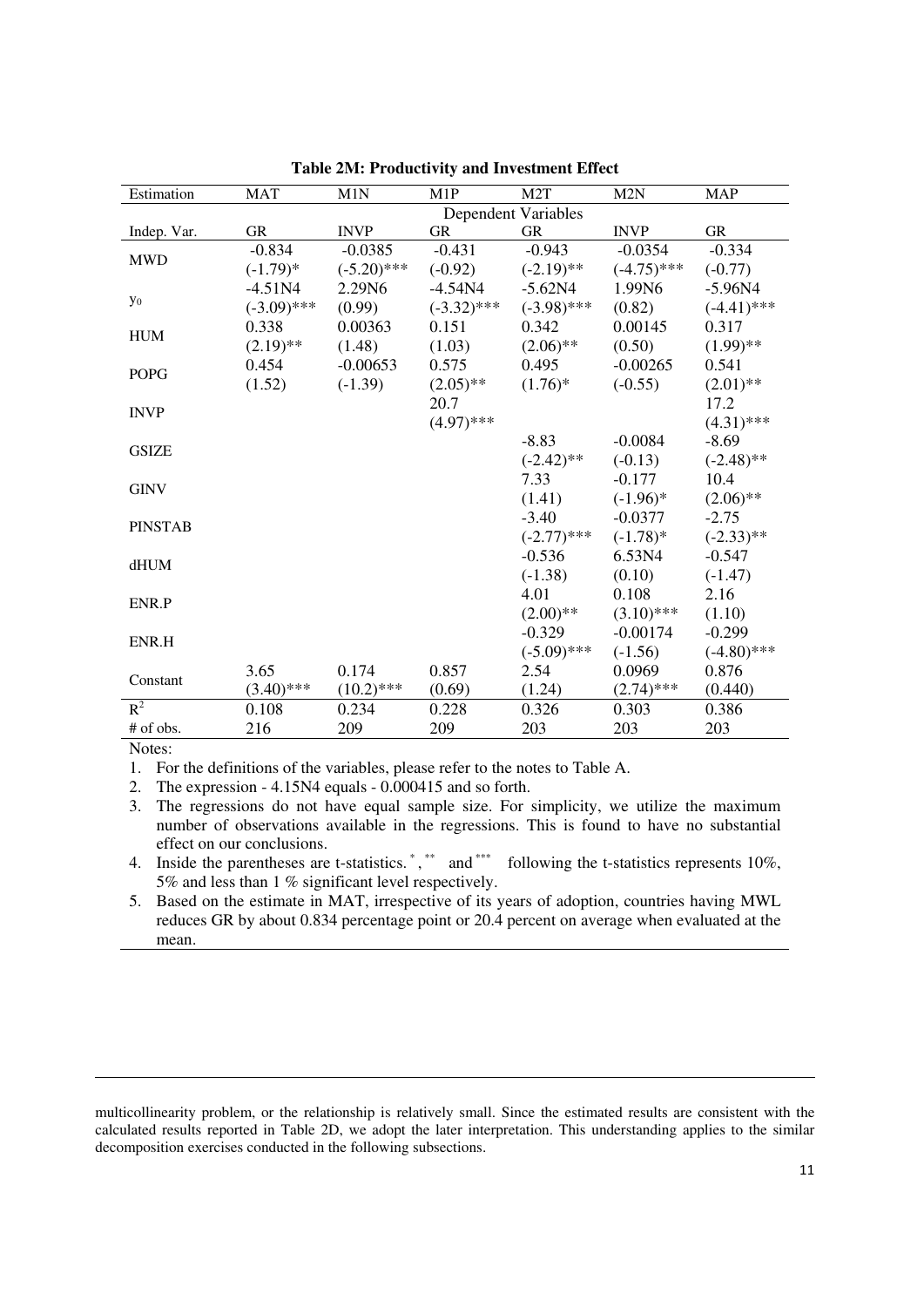**Table 2M: Productivity and Investment Effect**

| Estimation | MAT | M1N | M1P | M2T | M2N | MAP |
|---|---|---|---|---|---|---|
| | Dependent Variables | | | | | |
| Indep. Var. | GR | INVP | GR | GR | INVP | GR |
| MWD | -0.834<br>(-1.79)* | -0.0385<br>(-5.20)*** | -0.431<br>(-0.92) | -0.943<br>(-2.19)** | -0.0354<br>(-4.75)*** | -0.334<br>(-0.77) |
| $y_0$ | -4.51N4<br>(-3.09)*** | 2.29N6<br>(0.99) | -4.54N4<br>(-3.32)*** | -5.62N4<br>(-3.98)*** | 1.99N6<br>(0.82) | -5.96N4<br>(-4.41)*** |
| HUM | 0.338<br>(2.19)** | 0.00363<br>(1.48) | 0.151<br>(1.03) | 0.342<br>(2.06)** | 0.00145<br>(0.50) | 0.317<br>(1.99)** |
| POPG | 0.454<br>(1.52) | -0.00653<br>(-1.39) | 0.575<br>(2.05)** | 0.495<br>(1.76)* | -0.00265<br>(-0.55) | 0.541<br>(2.01)** |
| INVP | | | 20.7<br>(4.97)*** | | | 17.2<br>(4.31)*** |
| GSIZE | | | | -8.83<br>(-2.42)** | -0.0084<br>(-0.13) | -8.69<br>(-2.48)** |
| GINV | | | | 7.33<br>(1.41) | -0.177<br>(-1.96)* | 10.4<br>(2.06)** |
| PINSTAB | | | | -3.40<br>(-2.77)*** | -0.0377<br>(-1.78)* | -2.75<br>(-2.33)** |
| dHUM | | | | -0.536<br>(-1.38) | 6.53N4<br>(0.10) | -0.547<br>(-1.47) |
| ENR.P | | | | 4.01<br>(2.00)** | 0.108<br>(3.10)*** | 2.16<br>(1.10) |
| ENR.H | | | | -0.329<br>(-5.09)*** | -0.00174<br>(-1.56) | -0.299<br>(-4.80)*** |
| Constant | 3.65<br>(3.40)*** | 0.174<br>(10.2)*** | 0.857<br>(0.69) | 2.54<br>(1.24) | 0.0969<br>(2.74)*** | 0.876<br>(0.440) |
| $R^2$ | 0.108 | 0.234 | 0.228 | 0.326 | 0.303 | 0.386 |
| # of obs. | 216 | 209 | 209 | 203 | 203 | 203 |

Notes:

1. For the definitions of the variables, please refer to the notes to Table A.
2. The expression - 4.15N4 equals - 0.000415 and so forth.
3. The regressions do not have equal sample size. For simplicity, we utilize the maximum number of observations available in the regressions. This is found to have no substantial effect on our conclusions.
4. Inside the parentheses are t-statistics. *, ** and *** following the t-statistics represents 10%, 5% and less than 1 % significant level respectively.
5. Based on the estimate in MAT, irrespective of its years of adoption, countries having MWL reduces GR by about 0.834 percentage point or 20.4 percent on average when evaluated at the mean.

multicollinearity problem, or the relationship is relatively small. Since the estimated results are consistent with the calculated results reported in Table 2D, we adopt the later interpretation. This understanding applies to the similar decomposition exercises conducted in the following subsections.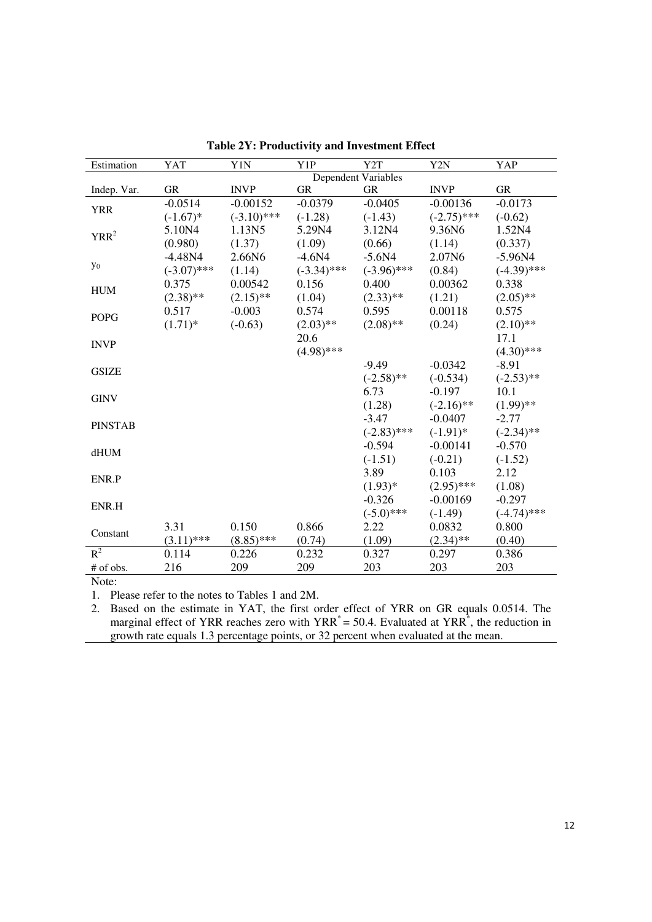**Table 2Y: Productivity and Investment Effect**

| Estimation | YAT | Y1N | Y1P | Y2T | Y2N | YAP |
|---|---|---|---|---|---|---|
| | Dependent Variables | | | | | |
| Indep. Var. | GR | INVP | GR | GR | INVP | GR |
| YRR | -0.0514 | -0.00152 | -0.0379 | -0.0405 | -0.00136 | -0.0173 |
| | (-1.67)* | (-3.10)*** | (-1.28) | (-1.43) | (-2.75)*** | (-0.62) |
| $YRR^2$ | 5.10N4 | 1.13N5 | 5.29N4 | 3.12N4 | 9.36N6 | 1.52N4 |
| | (0.980) | (1.37) | (1.09) | (0.66) | (1.14) | (0.337) |
| $y_0$ | -4.48N4 | 2.66N6 | -4.6N4 | -5.6N4 | 2.07N6 | -5.96N4 |
| | (-3.07)*** | (1.14) | (-3.34)*** | (-3.96)*** | (0.84) | (-4.39)*** |
| HUM | 0.375 | 0.00542 | 0.156 | 0.400 | 0.00362 | 0.338 |
| | (2.38)** | (2.15)** | (1.04) | (2.33)** | (1.21) | (2.05)** |
| POPG | 0.517 | -0.003 | 0.574 | 0.595 | 0.00118 | 0.575 |
| | (1.71)* | (-0.63) | (2.03)** | (2.08)** | (0.24) | (2.10)** |
| INVP | | | 20.6 | | | 17.1 |
| | | | (4.98)*** | | | (4.30)*** |
| GSIZE | | | | -9.49 | -0.0342 | -8.91 |
| | | | | (-2.58)** | (-0.534) | (-2.53)** |
| GINV | | | | 6.73 | -0.197 | 10.1 |
| | | | | (1.28) | (-2.16)** | (1.99)** |
| PINSTAB | | | | -3.47 | -0.0407 | -2.77 |
| | | | | (-2.83)*** | (-1.91)* | (-2.34)** |
| dHUM | | | | -0.594 | -0.00141 | -0.570 |
| | | | | (-1.51) | (-0.21) | (-1.52) |
| ENR.P | | | | 3.89 | 0.103 | 2.12 |
| | | | | (1.93)* | (2.95)*** | (1.08) |
| ENR.H | | | | -0.326 | -0.00169 | -0.297 |
| | | | | (-5.0)*** | (-1.49) | (-4.74)*** |
| Constant | 3.31 | 0.150 | 0.866 | 2.22 | 0.0832 | 0.800 |
| | (3.11)*** | (8.85)*** | (0.74) | (1.09) | (2.34)** | (0.40) |
| $R^2$ | 0.114 | 0.226 | 0.232 | 0.327 | 0.297 | 0.386 |
| # of obs. | 216 | 209 | 209 | 203 | 203 | 203 |

Note:

1. Please refer to the notes to Tables 1 and 2M.
2. Based on the estimate in YAT, the first order effect of YRR on GR equals 0.0514. The marginal effect of YRR reaches zero with $YRR^* = 50.4$. Evaluated at $YRR^*$, the reduction in growth rate equals 1.3 percentage points, or 32 percent when evaluated at the mean.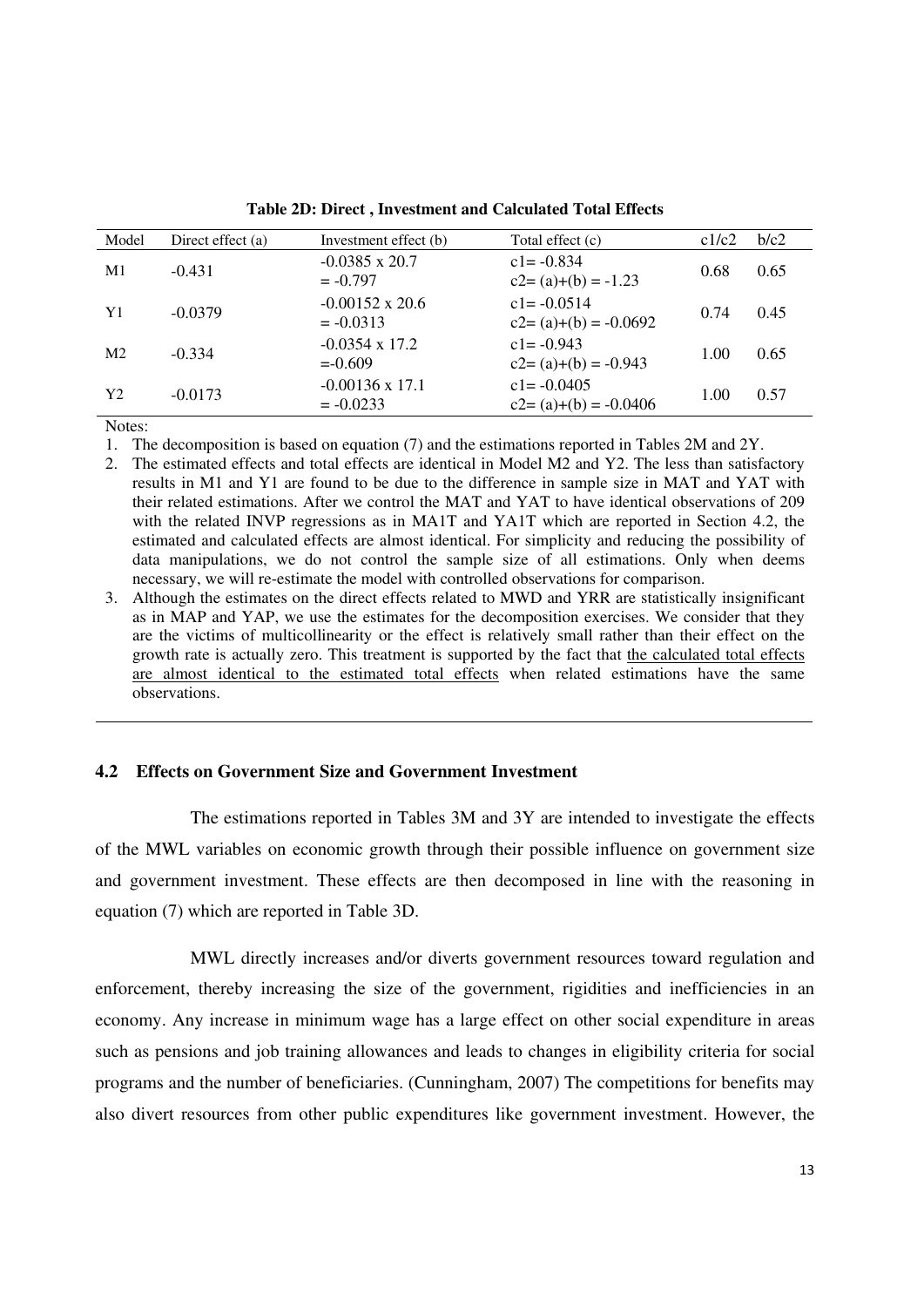**Table 2D: Direct , Investment and Calculated Total Effects**

| Model | Direct effect (a) | Investment effect (b) | Total effect (c) | c1/c2 | b/c2 |
|---|---|---|---|---|---|
| M1 | -0.431 | -0.0385 x 20.7<br>= -0.797 | c1= -0.834<br>c2= (a)+(b) = -1.23 | 0.68 | 0.65 |
| Y1 | -0.0379 | -0.00152 x 20.6<br>= -0.0313 | c1= -0.0514<br>c2= (a)+(b) = -0.0692 | 0.74 | 0.45 |
| M2 | -0.334 | -0.0354 x 17.2<br>=-0.609 | c1= -0.943<br>c2= (a)+(b) = -0.943 | 1.00 | 0.65 |
| Y2 | -0.0173 | -0.00136 x 17.1<br>= -0.0233 | c1= -0.0405<br>c2= (a)+(b) = -0.0406 | 1.00 | 0.57 |

Notes:

1. The decomposition is based on equation (7) and the estimations reported in Tables 2M and 2Y.
2. The estimated effects and total effects are identical in Model M2 and Y2. The less than satisfactory results in M1 and Y1 are found to be due to the difference in sample size in MAT and YAT with their related estimations. After we control the MAT and YAT to have identical observations of 209 with the related INVP regressions as in MA1T and YA1T which are reported in Section 4.2, the estimated and calculated effects are almost identical. For simplicity and reducing the possibility of data manipulations, we do not control the sample size of all estimations. Only when deems necessary, we will re-estimate the model with controlled observations for comparison.
3. Although the estimates on the direct effects related to MWD and YRR are statistically insignificant as in MAP and YAP, we use the estimates for the decomposition exercises. We consider that they are the victims of multicollinearity or the effect is relatively small rather than their effect on the growth rate is actually zero. This treatment is supported by the fact that the calculated total effects are almost identical to the estimated total effects when related estimations have the same observations.

### 4.2 Effects on Government Size and Government Investment

The estimations reported in Tables 3M and 3Y are intended to investigate the effects of the MWL variables on economic growth through their possible influence on government size and government investment. These effects are then decomposed in line with the reasoning in equation (7) which are reported in Table 3D.

MWL directly increases and/or diverts government resources toward regulation and enforcement, thereby increasing the size of the government, rigidities and inefficiencies in an economy. Any increase in minimum wage has a large effect on other social expenditure in areas such as pensions and job training allowances and leads to changes in eligibility criteria for social programs and the number of beneficiaries. (Cunningham, 2007) The competitions for benefits may also divert resources from other public expenditures like government investment. However, the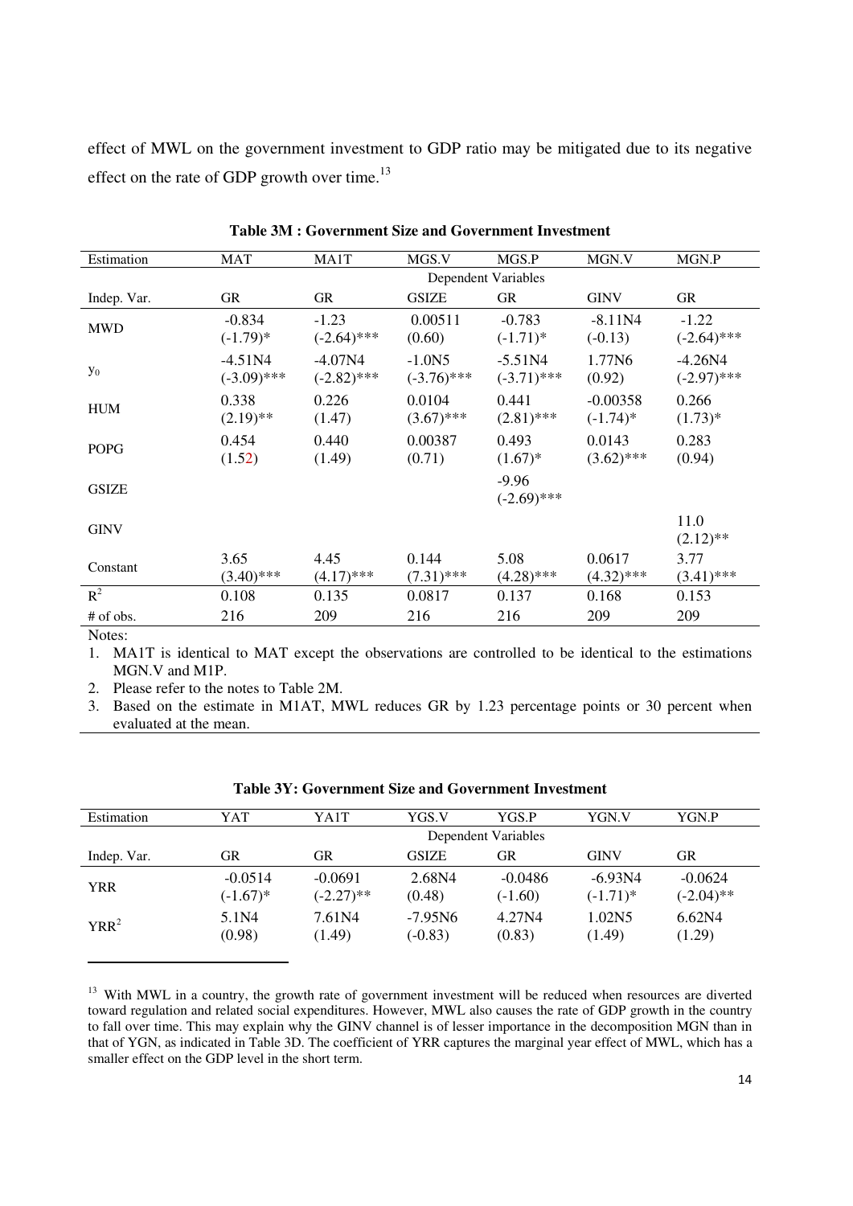effect of MWL on the government investment to GDP ratio may be mitigated due to its negative effect on the rate of GDP growth over time.[13]

**Table 3M : Government Size and Government Investment**

| Estimation | MAT | MA1T | MGS.V | MGS.P | MGN.V | MGN.P |
|---|---|---|---|---|---|---|
| | Dependent Variables | | | | | |
| Indep. Var. | GR | GR | GSIZE | GR | GINV | GR |
| MWD | -0.834 (-1.79)* | -1.23 (-2.64)*** | 0.00511 (0.60) | -0.783 (-1.71)* | -8.11N4 (-0.13) | -1.22 (-2.64)*** |
| $y_0$ | -4.51N4 (-3.09)*** | -4.07N4 (-2.82)*** | -1.0N5 (-3.76)*** | -5.51N4 (-3.71)*** | 1.77N6 (0.92) | -4.26N4 (-2.97)*** |
| HUM | 0.338 (2.19)** | 0.226 (1.47) | 0.0104 (3.67)*** | 0.441 (2.81)*** | -0.00358 (-1.74)* | 0.266 (1.73)* |
| POPG | 0.454 (1.52) | 0.440 (1.49) | 0.00387 (0.71) | 0.493 (1.67)* | 0.0143 (3.62)*** | 0.283 (0.94) |
| GSIZE | | | | -9.96 (-2.69)*** | | |
| GINV | | | | | | 11.0 (2.12)** |
| Constant | 3.65 (3.40)*** | 4.45 (4.17)*** | 0.144 (7.31)*** | 5.08 (4.28)*** | 0.0617 (4.32)*** | 3.77 (3.41)*** |
| $R^2$ | 0.108 | 0.135 | 0.0817 | 0.137 | 0.168 | 0.153 |
| # of obs. | 216 | 209 | 216 | 216 | 209 | 209 |

Notes:

1. MA1T is identical to MAT except the observations are controlled to be identical to the estimations MGN.V and M1P.
2. Please refer to the notes to Table 2M.
3. Based on the estimate in M1AT, MWL reduces GR by 1.23 percentage points or 30 percent when evaluated at the mean.

**Table 3Y: Government Size and Government Investment**

| Estimation | YAT | YA1T | YGS.V | YGS.P | YGN.V | YGN.P |
|---|---|---|---|---|---|---|
| | Dependent Variables | | | | | |
| Indep. Var. | GR | GR | GSIZE | GR | GINV | GR |
| YRR | -0.0514 (-1.67)* | -0.0691 (-2.27)** | 2.68N4 (0.48) | -0.0486 (-1.60) | -6.93N4 (-1.71)* | -0.0624 (-2.04)** |
| $YRR^2$ | 5.1N4 (0.98) | 7.61N4 (1.49) | -7.95N6 (-0.83) | 4.27N4 (0.83) | 1.02N5 (1.49) | 6.62N4 (1.29) |

[13] With MWL in a country, the growth rate of government investment will be reduced when resources are diverted toward regulation and related social expenditures. However, MWL also causes the rate of GDP growth in the country to fall over time. This may explain why the GINV channel is of lesser importance in the decomposition MGN than in that of YGN, as indicated in Table 3D. The coefficient of YRR captures the marginal year effect of MWL, which has a smaller effect on the GDP level in the short term.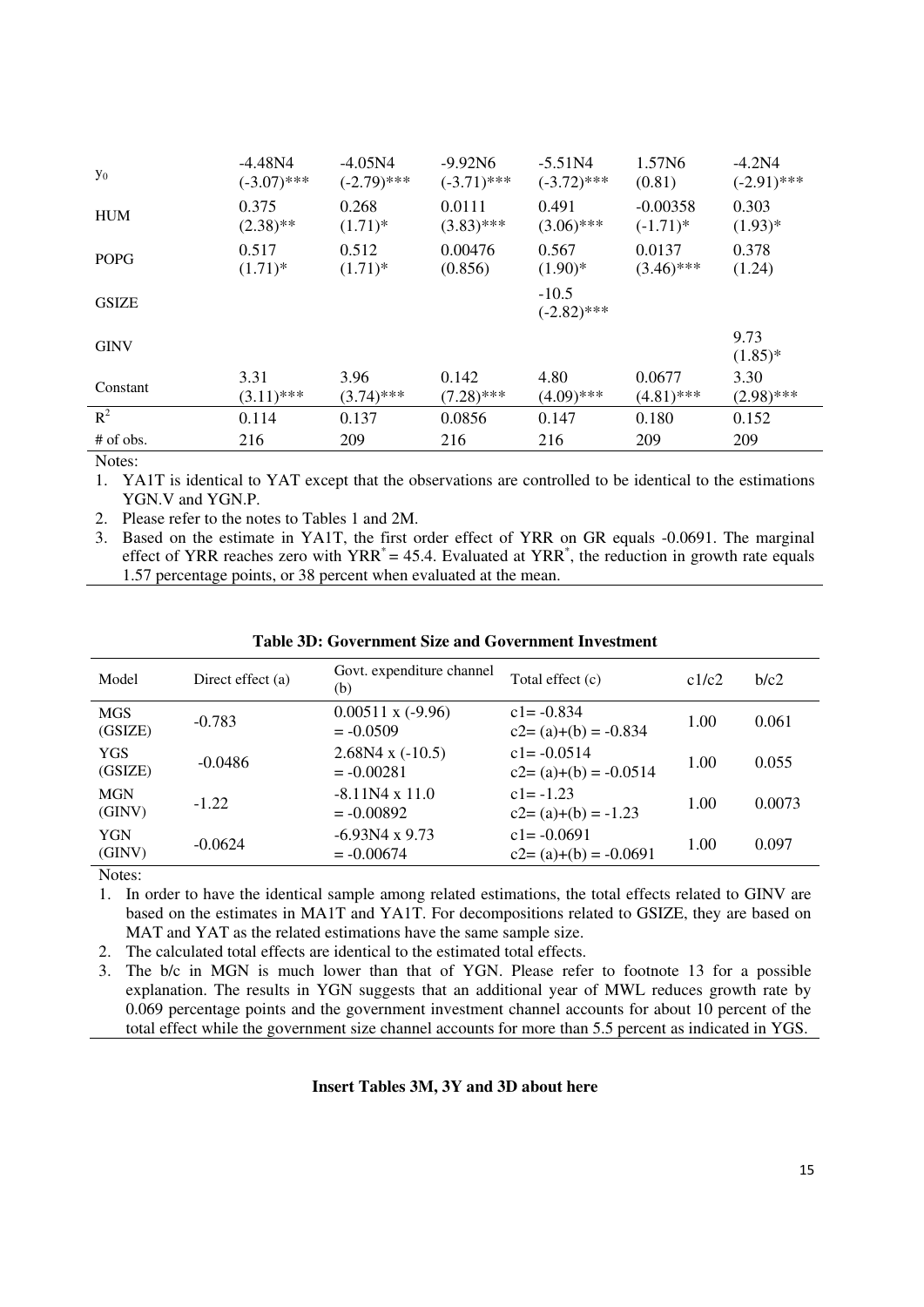| | | | | | | |
|---|---|---|---|---|---|---|
| $y_0$ | -4.48N4<br>(-3.07)*** | -4.05N4<br>(-2.79)*** | -9.92N6<br>(-3.71)*** | -5.51N4<br>(-3.72)*** | 1.57N6<br>(0.81) | -4.2N4<br>(-2.91)*** |
| HUM | 0.375<br>(2.38)** | 0.268<br>(1.71)* | 0.0111<br>(3.83)*** | 0.491<br>(3.06)*** | -0.00358<br>(-1.71)* | 0.303<br>(1.93)* |
| POPG | 0.517<br>(1.71)* | 0.512<br>(1.71)* | 0.00476<br>(0.856) | 0.567<br>(1.90)* | 0.0137<br>(3.46)*** | 0.378<br>(1.24) |
| GSIZE | | | | -10.5<br>(-2.82)*** | | |
| GINV | | | | | | 9.73<br>(1.85)* |
| Constant | 3.31<br>(3.11)*** | 3.96<br>(3.74)*** | 0.142<br>(7.28)*** | 4.80<br>(4.09)*** | 0.0677<br>(4.81)*** | 3.30<br>(2.98)*** |
| $R^2$ | 0.114 | 0.137 | 0.0856 | 0.147 | 0.180 | 0.152 |
| # of obs. | 216 | 209 | 216 | 216 | 209 | 209 |

Notes:

1. YA1T is identical to YAT except that the observations are controlled to be identical to the estimations YGN.V and YGN.P.
2. Please refer to the notes to Tables 1 and 2M.
3. Based on the estimate in YA1T, the first order effect of YRR on GR equals -0.0691. The marginal effect of YRR reaches zero with $YRR^* = 45.4$. Evaluated at $YRR^*$, the reduction in growth rate equals 1.57 percentage points, or 38 percent when evaluated at the mean.

**Table 3D: Government Size and Government Investment**

| Model | Direct effect (a) | Govt. expenditure channel (b) | Total effect (c) | c1/c2 | b/c2 |
|---|---|---|---|---|---|
| MGS (GSIZE) | -0.783 | 0.00511 x (-9.96) = -0.0509 | c1= -0.834<br>c2= (a)+(b) = -0.834 | 1.00 | 0.061 |
| YGS (GSIZE) | -0.0486 | 2.68N4 x (-10.5) = -0.00281 | c1= -0.0514<br>c2= (a)+(b) = -0.0514 | 1.00 | 0.055 |
| MGN (GINV) | -1.22 | -8.11N4 x 11.0 = -0.00892 | c1= -1.23<br>c2= (a)+(b) = -1.23 | 1.00 | 0.0073 |
| YGN (GINV) | -0.0624 | -6.93N4 x 9.73 = -0.00674 | c1= -0.0691<br>c2= (a)+(b) = -0.0691 | 1.00 | 0.097 |

Notes:

1. In order to have the identical sample among related estimations, the total effects related to GINV are based on the estimates in MA1T and YA1T. For decompositions related to GSIZE, they are based on MAT and YAT as the related estimations have the same sample size.
2. The calculated total effects are identical to the estimated total effects.
3. The b/c in MGN is much lower than that of YGN. Please refer to footnote 13 for a possible explanation. The results in YGN suggests that an additional year of MWL reduces growth rate by 0.069 percentage points and the government investment channel accounts for about 10 percent of the total effect while the government size channel accounts for more than 5.5 percent as indicated in YGS.

**Insert Tables 3M, 3Y and 3D about here**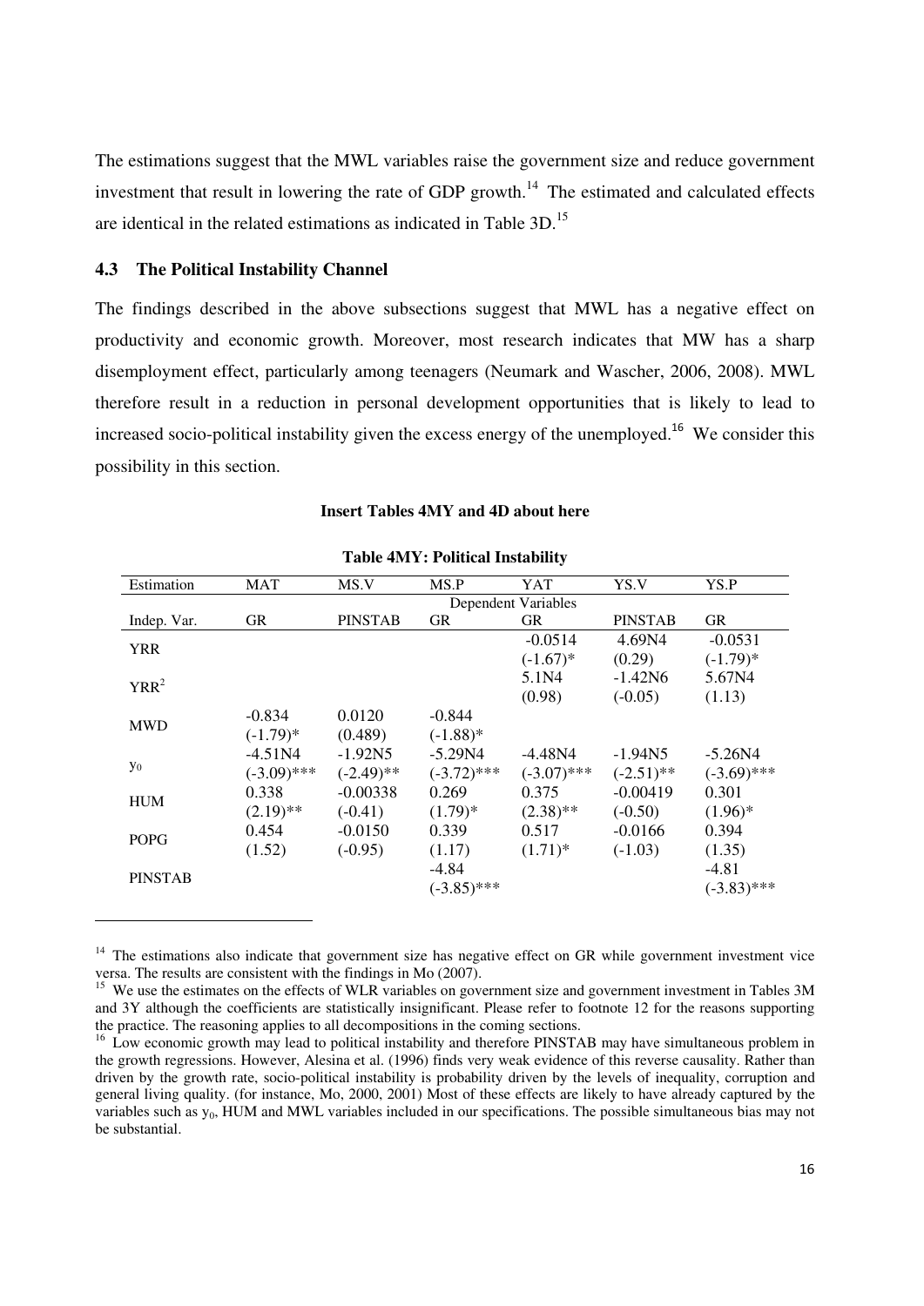The estimations suggest that the MWL variables raise the government size and reduce government investment that result in lowering the rate of GDP growth.[14] The estimated and calculated effects are identical in the related estimations as indicated in Table 3D.[15]

### 4.3 The Political Instability Channel

The findings described in the above subsections suggest that MWL has a negative effect on productivity and economic growth. Moreover, most research indicates that MW has a sharp disemployment effect, particularly among teenagers (Neumark and Wascher, 2006, 2008). MWL therefore result in a reduction in personal development opportunities that is likely to lead to increased socio-political instability given the excess energy of the unemployed.[16] We consider this possibility in this section.

**Insert Tables 4MY and 4D about here**

**Table 4MY: Political Instability**

| Estimation | MAT | MS.V | MS.P | YAT | YS.V | YS.P |
|---|---|---|---|---|---|---|
| | Dependent Variables | | | | | |
| Indep. Var. | GR | PINSTAB | GR | GR | PINSTAB | GR |
| YRR | | | | -0.0514<br>(-1.67)* | 4.69N4<br>(0.29) | -0.0531<br>(-1.79)* |
| $YRR^2$ | | | | 5.1N4<br>(0.98) | -1.42N6<br>(-0.05) | 5.67N4<br>(1.13) |
| MWD | -0.834<br>(-1.79)* | 0.0120<br>(0.489) | -0.844<br>(-1.88)* | | | |
| $y_0$ | -4.51N4<br>(-3.09)*** | -1.92N5<br>(-2.49)** | -5.29N4<br>(-3.72)*** | -4.48N4<br>(-3.07)*** | -1.94N5<br>(-2.51)** | -5.26N4<br>(-3.69)*** |
| HUM | 0.338<br>(2.19)** | -0.00338<br>(-0.41) | 0.269<br>(1.79)* | 0.375<br>(2.38)** | -0.00419<br>(-0.50) | 0.301<br>(1.96)* |
| POPG | 0.454<br>(1.52) | -0.0150<br>(-0.95) | 0.339<br>(1.17) | 0.517<br>(1.71)* | -0.0166<br>(-1.03) | 0.394<br>(1.35) |
| PINSTAB | | | -4.84<br>(-3.85)*** | | | -4.81<br>(-3.83)*** |

---

[14] The estimations also indicate that government size has negative effect on GR while government investment vice versa. The results are consistent with the findings in Mo (2007).

[15] We use the estimates on the effects of WLR variables on government size and government investment in Tables 3M and 3Y although the coefficients are statistically insignificant. Please refer to footnote 12 for the reasons supporting the practice. The reasoning applies to all decompositions in the coming sections.

[16] Low economic growth may lead to political instability and therefore PINSTAB may have simultaneous problem in the growth regressions. However, Alesina et al. (1996) finds very weak evidence of this reverse causality. Rather than driven by the growth rate, socio-political instability is probability driven by the levels of inequality, corruption and general living quality. (for instance, Mo, 2000, 2001) Most of these effects are likely to have already captured by the variables such as $y_0$, HUM and MWL variables included in our specifications. The possible simultaneous bias may not be substantial.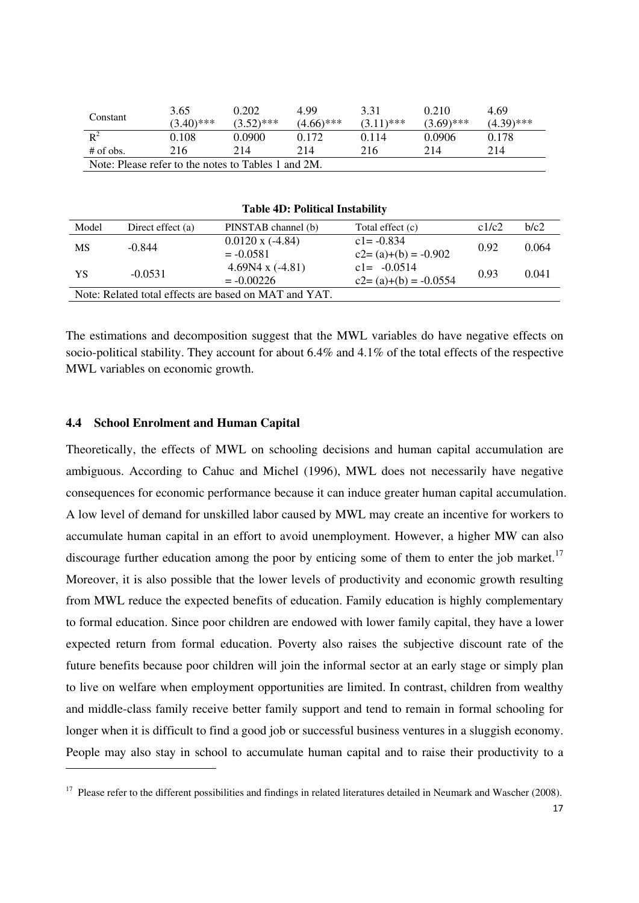| Constant | 3.65<br>(3.40)*** | 0.202<br>(3.52)*** | 4.99<br>(4.66)*** | 3.31<br>(3.11)*** | 0.210<br>(3.69)*** | 4.69<br>(4.39)*** |
|---|---|---|---|---|---|---|
| $R^2$ | 0.108 | 0.0900 | 0.172 | 0.114 | 0.0906 | 0.178 |
| # of obs. | 216 | 214 | 214 | 216 | 214 | 214 |
| Note: Please refer to the notes to Tables 1 and 2M. | | | | | | |

**Table 4D: Political Instability**

| Model | Direct effect (a) | PINSTAB channel (b) | Total effect (c) | c1/c2 | b/c2 |
|---|---|---|---|---|---|
| MS | -0.844 | 0.0120 x (-4.84)<br>= -0.0581 | c1= -0.834<br>c2= (a)+(b) = -0.902 | 0.92 | 0.064 |
| YS | -0.0531 | 4.69N4 x (-4.81)<br>= -0.00226 | c1= -0.0514<br>c2= (a)+(b) = -0.0554 | 0.93 | 0.041 |
| Note: Related total effects are based on MAT and YAT. | | | | | |

The estimations and decomposition suggest that the MWL variables do have negative effects on socio-political stability. They account for about 6.4% and 4.1% of the total effects of the respective MWL variables on economic growth.

### 4.4 School Enrolment and Human Capital

Theoretically, the effects of MWL on schooling decisions and human capital accumulation are ambiguous. According to Cahuc and Michel (1996), MWL does not necessarily have negative consequences for economic performance because it can induce greater human capital accumulation. A low level of demand for unskilled labor caused by MWL may create an incentive for workers to accumulate human capital in an effort to avoid unemployment. However, a higher MW can also discourage further education among the poor by enticing some of them to enter the job market.[17] Moreover, it is also possible that the lower levels of productivity and economic growth resulting from MWL reduce the expected benefits of education. Family education is highly complementary to formal education. Since poor children are endowed with lower family capital, they have a lower expected return from formal education. Poverty also raises the subjective discount rate of the future benefits because poor children will join the informal sector at an early stage or simply plan to live on welfare when employment opportunities are limited. In contrast, children from wealthy and middle-class family receive better family support and tend to remain in formal schooling for longer when it is difficult to find a good job or successful business ventures in a sluggish economy. People may also stay in school to accumulate human capital and to raise their productivity to a

[17] Please refer to the different possibilities and findings in related literatures detailed in Neumark and Wascher (2008).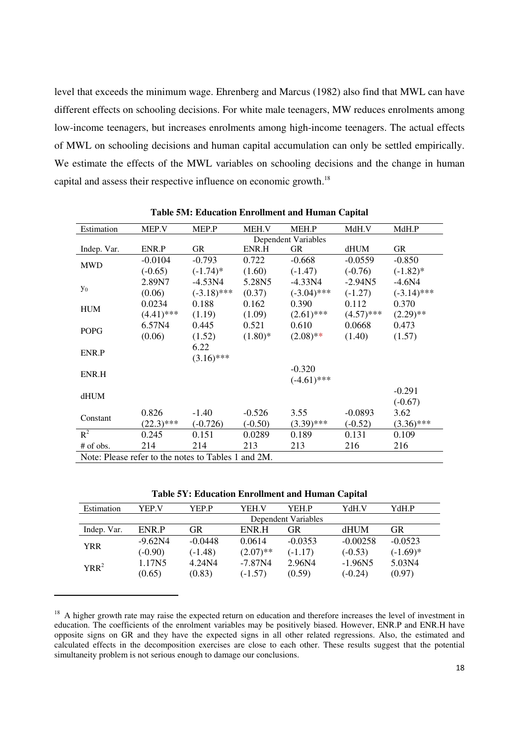level that exceeds the minimum wage. Ehrenberg and Marcus (1982) also find that MWL can have different effects on schooling decisions. For white male teenagers, MW reduces enrolments among low-income teenagers, but increases enrolments among high-income teenagers. The actual effects of MWL on schooling decisions and human capital accumulation can only be settled empirically. We estimate the effects of the MWL variables on schooling decisions and the change in human capital and assess their respective influence on economic growth.[18]

**Table 5M: Education Enrollment and Human Capital**

| Estimation | MEP.V | MEP.P | MEH.V | MEH.P | MdH.V | MdH.P |
|---|---|---|---|---|---|---|
| | Dependent Variables | | | | | |
| Indep. Var. | ENR.P | GR | ENR.H | GR | dHUM | GR |
| MWD | -0.0104 | -0.793 | 0.722 | -0.668 | -0.0559 | -0.850 |
| | (-0.65) | (-1.74)* | (1.60) | (-1.47) | (-0.76) | (-1.82)* |
| $y_0$ | 2.89N7 | -4.53N4 | 5.28N5 | -4.33N4 | -2.94N5 | -4.6N4 |
| | (0.06) | (-3.18)*** | (0.37) | (-3.04)*** | (-1.27) | (-3.14)*** |
| HUM | 0.0234 | 0.188 | 0.162 | 0.390 | 0.112 | 0.370 |
| | (4.41)*** | (1.19) | (1.09) | (2.61)*** | (4.57)*** | (2.29)** |
| POPG | 6.57N4 | 0.445 | 0.521 | 0.610 | 0.0668 | 0.473 |
| | (0.06) | (1.52) | (1.80)* | (2.08)** | (1.40) | (1.57) |
| ENR.P | | 6.22 | | | | |
| | | (3.16)*** | | | | |
| ENR.H | | | | -0.320 | | |
| | | | | (-4.61)*** | | |
| dHUM | | | | | | -0.291 |
| | | | | | | (-0.67) |
| Constant | 0.826 | -1.40 | -0.526 | 3.55 | -0.0893 | 3.62 |
| | (22.3)*** | (-0.726) | (-0.50) | (3.39)*** | (-0.52) | (3.36)*** |
| $R^2$ | 0.245 | 0.151 | 0.0289 | 0.189 | 0.131 | 0.109 |
| # of obs. | 214 | 214 | 213 | 213 | 216 | 216 |

Note: Please refer to the notes to Tables 1 and 2M.

**Table 5Y: Education Enrollment and Human Capital**

| Estimation | YEP.V | YEP.P | YEH.V | YEH.P | YdH.V | YdH.P |
|---|---|---|---|---|---|---|
| | Dependent Variables | | | | | |
| Indep. Var. | ENR.P | GR | ENR.H | GR | dHUM | GR |
| YRR | -9.62N4 | -0.0448 | 0.0614 | -0.0353 | -0.00258 | -0.0523 |
| | (-0.90) | (-1.48) | (2.07)** | (-1.17) | (-0.53) | (-1.69)* |
| $YRR^2$ | 1.17N5 | 4.24N4 | -7.87N4 | 2.96N4 | -1.96N5 | 5.03N4 |
| | (0.65) | (0.83) | (-1.57) | (0.59) | (-0.24) | (0.97) |

[18] A higher growth rate may raise the expected return on education and therefore increases the level of investment in education. The coefficients of the enrolment variables may be positively biased. However, ENR.P and ENR.H have opposite signs on GR and they have the expected signs in all other related regressions. Also, the estimated and calculated effects in the decomposition exercises are close to each other. These results suggest that the potential simultaneity problem is not serious enough to damage our conclusions.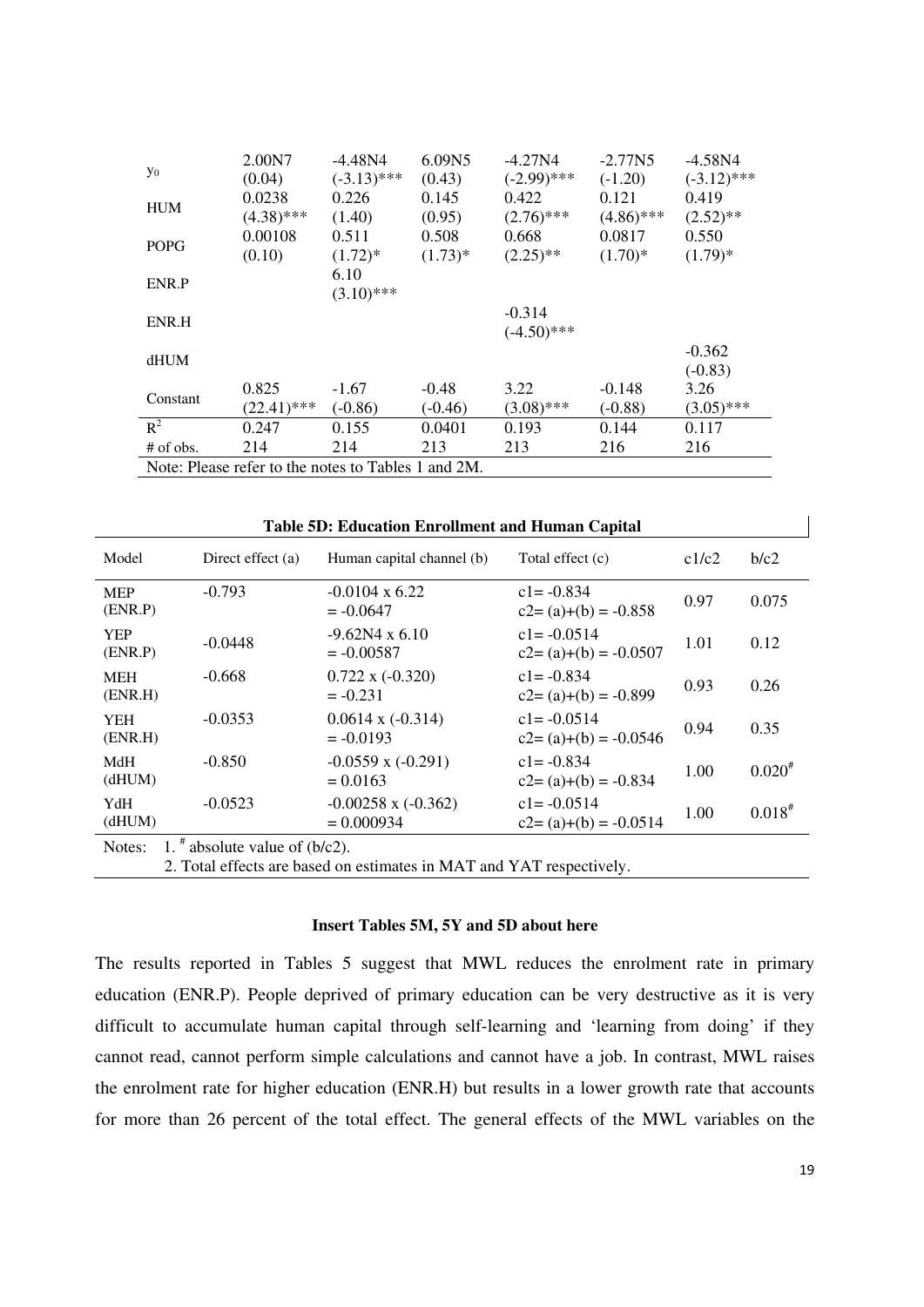| | | | | | | |
|---|---|---|---|---|---|---|
| $y_0$ | 2.00N7 (0.04) | -4.48N4 (-3.13)*** | 6.09N5 (0.43) | -4.27N4 (-2.99)*** | -2.77N5 (-1.20) | -4.58N4 (-3.12)*** |
| HUM | 0.0238 (4.38)*** | 0.226 (1.40) | 0.145 (0.95) | 0.422 (2.76)*** | 0.121 (4.86)*** | 0.419 (2.52)** |
| POPG | 0.00108 (0.10) | 0.511 (1.72)* | 0.508 (1.73)* | 0.668 (2.25)** | 0.0817 (1.70)* | 0.550 (1.79)* |
| ENR.P | | 6.10 (3.10)*** | | | | |
| ENR.H | | | | -0.314 (-4.50)*** | | |
| dHUM | | | | | | -0.362 (-0.83) |
| Constant | 0.825 (22.41)*** | -1.67 (-0.86) | -0.48 (-0.46) | 3.22 (3.08)*** | -0.148 (-0.88) | 3.26 (3.05)*** |
| $R^2$ | 0.247 | 0.155 | 0.0401 | 0.193 | 0.144 | 0.117 |
| # of obs. | 214 | 214 | 213 | 213 | 216 | 216 |

Note: Please refer to the notes to Tables 1 and 2M.

**Table 5D: Education Enrollment and Human Capital**

| Model | Direct effect (a) | Human capital channel (b) | Total effect (c) | c1/c2 | b/c2 |
|---|---|---|---|---|---|
| MEP (ENR.P) | -0.793 | -0.0104 x 6.22 = -0.0647 | c1= -0.834 c2= (a)+(b) = -0.858 | 0.97 | 0.075 |
| YEP (ENR.P) | -0.0448 | -9.62N4 x 6.10 = -0.00587 | c1= -0.0514 c2= (a)+(b) = -0.0507 | 1.01 | 0.12 |
| MEH (ENR.H) | -0.668 | 0.722 x (-0.320) = -0.231 | c1= -0.834 c2= (a)+(b) = -0.899 | 0.93 | 0.26 |
| YEH (ENR.H) | -0.0353 | 0.0614 x (-0.314) = -0.0193 | c1= -0.0514 c2= (a)+(b) = -0.0546 | 0.94 | 0.35 |
| MdH (dHUM) | -0.850 | -0.0559 x (-0.291) = 0.0163 | c1= -0.834 c2= (a)+(b) = -0.834 | 1.00 | 0.020# |
| YdH (dHUM) | -0.0523 | -0.00258 x (-0.362) = 0.000934 | c1= -0.0514 c2= (a)+(b) = -0.0514 | 1.00 | 0.018# |

Notes: 1. # absolute value of (b/c2).
2. Total effects are based on estimates in MAT and YAT respectively.

**Insert Tables 5M, 5Y and 5D about here**

The results reported in Tables 5 suggest that MWL reduces the enrolment rate in primary education (ENR.P). People deprived of primary education can be very destructive as it is very difficult to accumulate human capital through self-learning and 'learning from doing' if they cannot read, cannot perform simple calculations and cannot have a job. In contrast, MWL raises the enrolment rate for higher education (ENR.H) but results in a lower growth rate that accounts for more than 26 percent of the total effect. The general effects of the MWL variables on the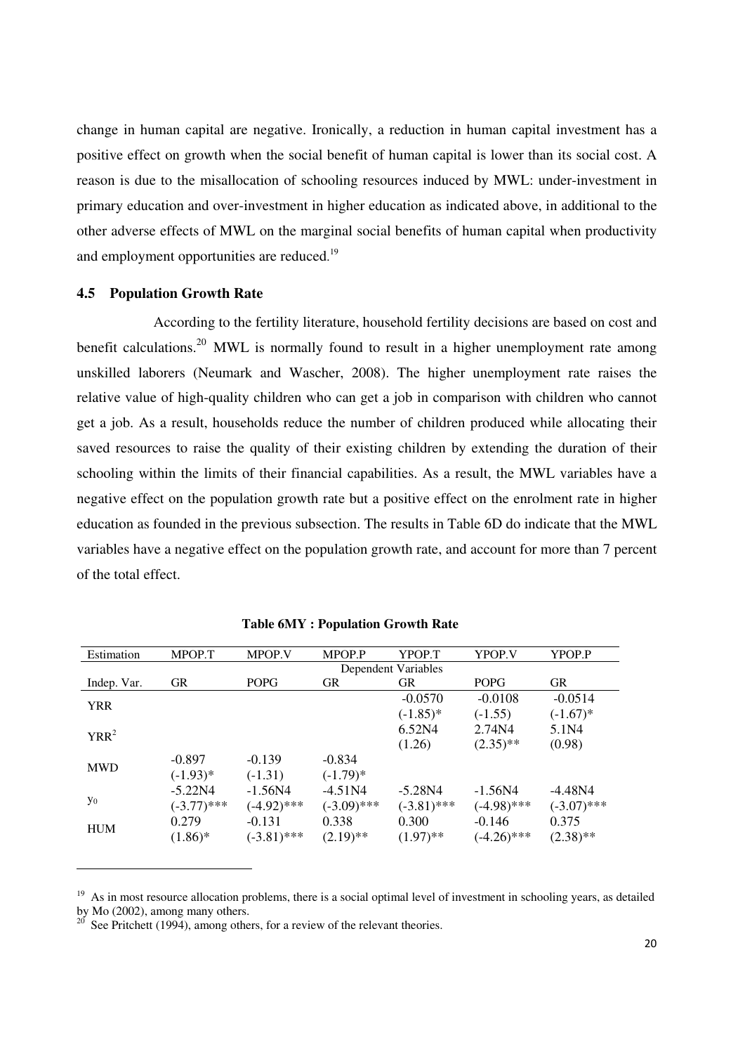change in human capital are negative. Ironically, a reduction in human capital investment has a positive effect on growth when the social benefit of human capital is lower than its social cost. A reason is due to the misallocation of schooling resources induced by MWL: under-investment in primary education and over-investment in higher education as indicated above, in additional to the other adverse effects of MWL on the marginal social benefits of human capital when productivity and employment opportunities are reduced.[19]

### 4.5 Population Growth Rate

According to the fertility literature, household fertility decisions are based on cost and benefit calculations.[20] MWL is normally found to result in a higher unemployment rate among unskilled laborers (Neumark and Wascher, 2008). The higher unemployment rate raises the relative value of high-quality children who can get a job in comparison with children who cannot get a job. As a result, households reduce the number of children produced while allocating their saved resources to raise the quality of their existing children by extending the duration of their schooling within the limits of their financial capabilities. As a result, the MWL variables have a negative effect on the population growth rate but a positive effect on the enrolment rate in higher education as founded in the previous subsection. The results in Table 6D do indicate that the MWL variables have a negative effect on the population growth rate, and account for more than 7 percent of the total effect.

**Table 6MY : Population Growth Rate**

| Estimation | MPOP.T | MPOP.V | MPOP.P | YPOP.T | YPOP.V | YPOP.P |
|---|---|---|---|---|---|---|
| | Dependent Variables | | | | | |
| Indep. Var. | GR | POPG | GR | GR | POPG | GR |
| YRR | | | | -0.0570<br>(-1.85)* | -0.0108<br>(-1.55) | -0.0514<br>(-1.67)* |
| $YRR^2$ | | | | 6.52N4<br>(1.26) | 2.74N4<br>(2.35)** | 5.1N4<br>(0.98) |
| MWD | -0.897<br>(-1.93)* | -0.139<br>(-1.31) | -0.834<br>(-1.79)* | | | |
| $y_0$ | -5.22N4<br>(-3.77)*** | -1.56N4<br>(-4.92)*** | -4.51N4<br>(-3.09)*** | -5.28N4<br>(-3.81)*** | -1.56N4<br>(-4.98)*** | -4.48N4<br>(-3.07)*** |
| HUM | 0.279<br>(1.86)* | -0.131<br>(-3.81)*** | 0.338<br>(2.19)** | 0.300<br>(1.97)** | -0.146<br>(-4.26)*** | 0.375<br>(2.38)** |

[19] As in most resource allocation problems, there is a social optimal level of investment in schooling years, as detailed by Mo (2002), among many others.

[20] See Pritchett (1994), among others, for a review of the relevant theories.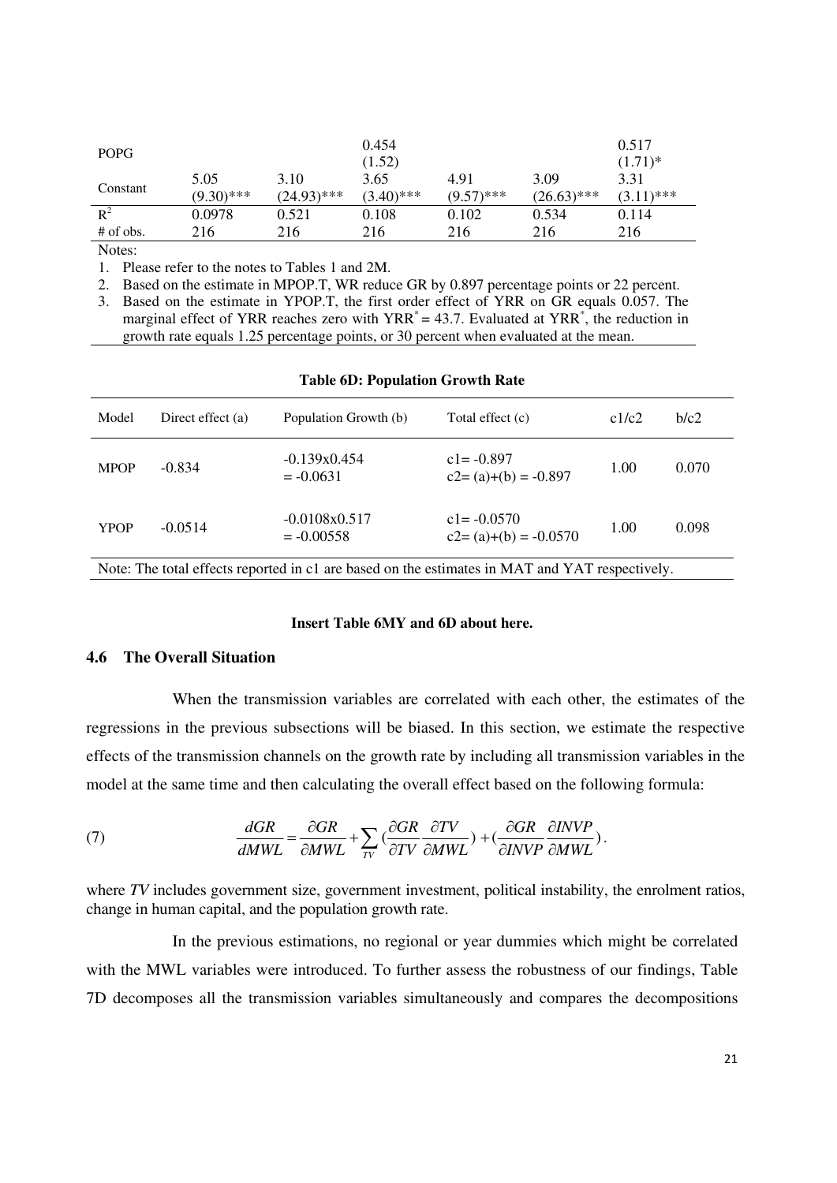| | | | | | | |
|---|---|---|---|---|---|---|
| POPG | | | 0.454<br>(1.52) | | | 0.517<br>(1.71)* |
| Constant | 5.05<br>(9.30)*** | 3.10<br>(24.93)*** | 3.65<br>(3.40)*** | 4.91<br>(9.57)*** | 3.09<br>(26.63)*** | 3.31<br>(3.11)*** |
| $R^2$ | 0.0978 | 0.521 | 0.108 | 0.102 | 0.534 | 0.114 |
| # of obs. | 216 | 216 | 216 | 216 | 216 | 216 |

Notes:

1. Please refer to the notes to Tables 1 and 2M.
2. Based on the estimate in MPOP.T, WR reduce GR by 0.897 percentage points or 22 percent.
3. Based on the estimate in YPOP.T, the first order effect of YRR on GR equals 0.057. The marginal effect of YRR reaches zero with $YRR^* = 43.7$. Evaluated at $YRR^*$, the reduction in growth rate equals 1.25 percentage points, or 30 percent when evaluated at the mean.

**Table 6D: Population Growth Rate**

| Model | Direct effect (a) | Population Growth (b) | Total effect (c) | c1/c2 | b/c2 |
|---|---|---|---|---|---|
| MPOP | -0.834 | -0.139x0.454<br>= -0.0631 | c1= -0.897<br>c2= (a)+(b) = -0.897 | 1.00 | 0.070 |
| YPOP | -0.0514 | -0.0108x0.517<br>= -0.00558 | c1= -0.0570<br>c2= (a)+(b) = -0.0570 | 1.00 | 0.098 |

Note: The total effects reported in c1 are based on the estimates in MAT and YAT respectively.

**Insert Table 6MY and 6D about here.**

### 4.6 The Overall Situation

When the transmission variables are correlated with each other, the estimates of the regressions in the previous subsections will be biased. In this section, we estimate the respective effects of the transmission channels on the growth rate by including all transmission variables in the model at the same time and then calculating the overall effect based on the following formula:

$$(7) \qquad \frac{dGR}{dMWL} = \frac{\partial GR}{\partial MWL} + \sum_{TV} \left(\frac{\partial GR}{\partial TV}\frac{\partial TV}{\partial MWL}\right) + \left(\frac{\partial GR}{\partial INVP}\frac{\partial INVP}{\partial MWL}\right).$$

where *TV* includes government size, government investment, political instability, the enrolment ratios, change in human capital, and the population growth rate.

In the previous estimations, no regional or year dummies which might be correlated with the MWL variables were introduced. To further assess the robustness of our findings, Table 7D decomposes all the transmission variables simultaneously and compares the decompositions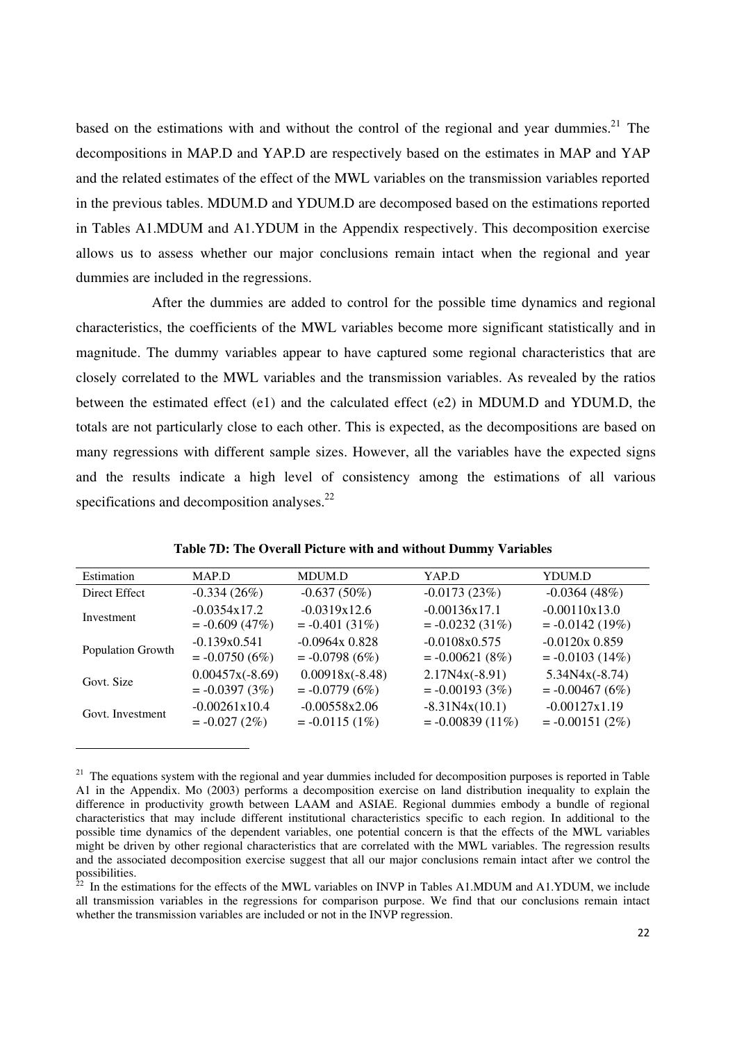based on the estimations with and without the control of the regional and year dummies.[21] The decompositions in MAP.D and YAP.D are respectively based on the estimates in MAP and YAP and the related estimates of the effect of the MWL variables on the transmission variables reported in the previous tables. MDUM.D and YDUM.D are decomposed based on the estimations reported in Tables A1.MDUM and A1.YDUM in the Appendix respectively. This decomposition exercise allows us to assess whether our major conclusions remain intact when the regional and year dummies are included in the regressions.

After the dummies are added to control for the possible time dynamics and regional characteristics, the coefficients of the MWL variables become more significant statistically and in magnitude. The dummy variables appear to have captured some regional characteristics that are closely correlated to the MWL variables and the transmission variables. As revealed by the ratios between the estimated effect (e1) and the calculated effect (e2) in MDUM.D and YDUM.D, the totals are not particularly close to each other. This is expected, as the decompositions are based on many regressions with different sample sizes. However, all the variables have the expected signs and the results indicate a high level of consistency among the estimations of all various specifications and decomposition analyses.[22]

**Table 7D: The Overall Picture with and without Dummy Variables**

| Estimation | MAP.D | MDUM.D | YAP.D | YDUM.D |
|---|---|---|---|---|
| Direct Effect | -0.334 (26%) | -0.637 (50%) | -0.0173 (23%) | -0.0364 (48%) |
| Investment | -0.0354x17.2<br>= -0.609 (47%) | -0.0319x12.6<br>= -0.401 (31%) | -0.00136x17.1<br>= -0.0232 (31%) | -0.00110x13.0<br>= -0.0142 (19%) |
| Population Growth | -0.139x0.541<br>= -0.0750 (6%) | -0.0964x 0.828<br>= -0.0798 (6%) | -0.0108x0.575<br>= -0.00621 (8%) | -0.0120x 0.859<br>= -0.0103 (14%) |
| Govt. Size | 0.00457x(-8.69)<br>= -0.0397 (3%) | 0.00918x(-8.48)<br>= -0.0779 (6%) | 2.17N4x(-8.91)<br>= -0.00193 (3%) | 5.34N4x(-8.74)<br>= -0.00467 (6%) |
| Govt. Investment | -0.00261x10.4<br>= -0.027 (2%) | -0.00558x2.06<br>= -0.0115 (1%) | -8.31N4x(10.1)<br>= -0.00839 (11%) | -0.00127x1.19<br>= -0.00151 (2%) |

[21] The equations system with the regional and year dummies included for decomposition purposes is reported in Table A1 in the Appendix. Mo (2003) performs a decomposition exercise on land distribution inequality to explain the difference in productivity growth between LAAM and ASIAE. Regional dummies embody a bundle of regional characteristics that may include different institutional characteristics specific to each region. In additional to the possible time dynamics of the dependent variables, one potential concern is that the effects of the MWL variables might be driven by other regional characteristics that are correlated with the MWL variables. The regression results and the associated decomposition exercise suggest that all our major conclusions remain intact after we control the possibilities.

[22] In the estimations for the effects of the MWL variables on INVP in Tables A1.MDUM and A1.YDUM, we include all transmission variables in the regressions for comparison purpose. We find that our conclusions remain intact whether the transmission variables are included or not in the INVP regression.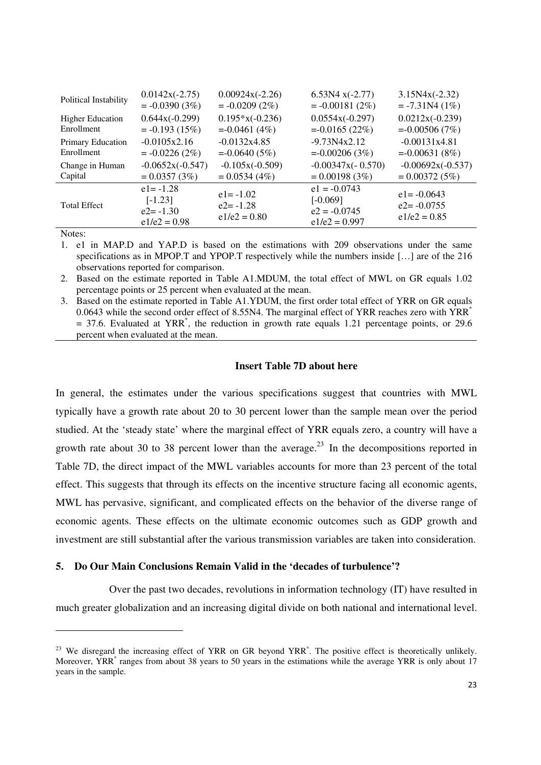| | | | | |
|---|---|---|---|---|
| Political Instability | 0.0142x(-2.75) = -0.0390 (3%) | 0.00924x(-2.26) = -0.0209 (2%) | 6.53N4 x(-2.77) = -0.00181 (2%) | 3.15N4x(-2.32) = -7.31N4 (1%) |
| Higher Education Enrollment | 0.644x(-0.299) = -0.193 (15%) | 0.195*x(-0.236) =-0.0461 (4%) | 0.0554x(-0.297) =-0.0165 (22%) | 0.0212x(-0.239) =-0.00506 (7%) |
| Primary Education Enrollment | -0.0105x2.16 = -0.0226 (2%) | -0.0132x4.85 =-0.0640 (5%) | -9.73N4x2.12 =-0.00206 (3%) | -0.00131x4.81 =-0.00631 (8%) |
| Change in Human Capital | -0.0652x(-0.547) = 0.0357 (3%) | -0.105x(-0.509) = 0.0534 (4%) | -0.00347x(- 0.570) = 0.00198 (3%) | -0.00692x(-0.537) = 0.00372 (5%) |
| Total Effect | e1= -1.28 [-1.23] e2= -1.30 e1/e2 = 0.98 | e1= -1.02 e2= -1.28 e1/e2 = 0.80 | e1 = -0.0743 [-0.069] e2 = -0.0745 e1/e2 = 0.997 | e1= -0.0643 e2= -0.0755 e1/e2 = 0.85 |

Notes:

1. e1 in MAP.D and YAP.D is based on the estimations with 209 observations under the same specifications as in MPOP.T and YPOP.T respectively while the numbers inside […] are of the 216 observations reported for comparison.
2. Based on the estimate reported in Table A1.MDUM, the total effect of MWL on GR equals 1.02 percentage points or 25 percent when evaluated at the mean.
3. Based on the estimate reported in Table A1.YDUM, the first order total effect of YRR on GR equals 0.0643 while the second order effect of 8.55N4. The marginal effect of YRR reaches zero with $YRR^{*}$ = 37.6. Evaluated at $YRR^{*}$, the reduction in growth rate equals 1.21 percentage points, or 29.6 percent when evaluated at the mean.

**Insert Table 7D about here**

In general, the estimates under the various specifications suggest that countries with MWL typically have a growth rate about 20 to 30 percent lower than the sample mean over the period studied. At the 'steady state' where the marginal effect of YRR equals zero, a country will have a growth rate about 30 to 38 percent lower than the average.[23] In the decompositions reported in Table 7D, the direct impact of the MWL variables accounts for more than 23 percent of the total effect. This suggests that through its effects on the incentive structure facing all economic agents, MWL has pervasive, significant, and complicated effects on the behavior of the diverse range of economic agents. These effects on the ultimate economic outcomes such as GDP growth and investment are still substantial after the various transmission variables are taken into consideration.

## 5. Do Our Main Conclusions Remain Valid in the 'decades of turbulence'?

Over the past two decades, revolutions in information technology (IT) have resulted in much greater globalization and an increasing digital divide on both national and international level.

[23] We disregard the increasing effect of YRR on GR beyond $YRR^{*}$. The positive effect is theoretically unlikely. Moreover, $YRR^{*}$ ranges from about 38 years to 50 years in the estimations while the average YRR is only about 17 years in the sample.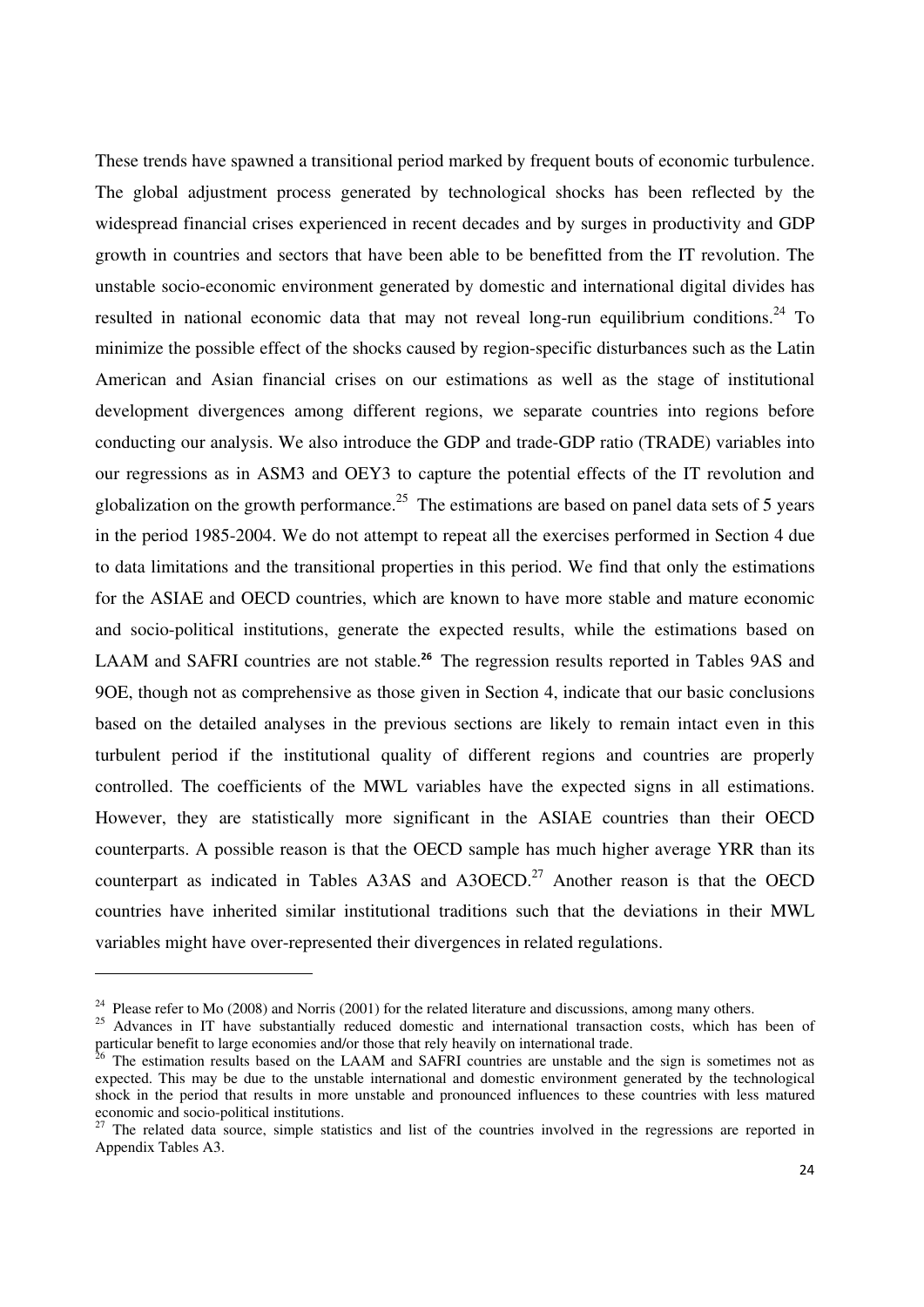These trends have spawned a transitional period marked by frequent bouts of economic turbulence. The global adjustment process generated by technological shocks has been reflected by the widespread financial crises experienced in recent decades and by surges in productivity and GDP growth in countries and sectors that have been able to be benefitted from the IT revolution. The unstable socio-economic environment generated by domestic and international digital divides has resulted in national economic data that may not reveal long-run equilibrium conditions.[24] To minimize the possible effect of the shocks caused by region-specific disturbances such as the Latin American and Asian financial crises on our estimations as well as the stage of institutional development divergences among different regions, we separate countries into regions before conducting our analysis. We also introduce the GDP and trade-GDP ratio (TRADE) variables into our regressions as in ASM3 and OEY3 to capture the potential effects of the IT revolution and globalization on the growth performance.[25] The estimations are based on panel data sets of 5 years in the period 1985-2004. We do not attempt to repeat all the exercises performed in Section 4 due to data limitations and the transitional properties in this period. We find that only the estimations for the ASIAE and OECD countries, which are known to have more stable and mature economic and socio-political institutions, generate the expected results, while the estimations based on LAAM and SAFRI countries are not stable.[26] The regression results reported in Tables 9AS and 9OE, though not as comprehensive as those given in Section 4, indicate that our basic conclusions based on the detailed analyses in the previous sections are likely to remain intact even in this turbulent period if the institutional quality of different regions and countries are properly controlled. The coefficients of the MWL variables have the expected signs in all estimations. However, they are statistically more significant in the ASIAE countries than their OECD counterparts. A possible reason is that the OECD sample has much higher average YRR than its counterpart as indicated in Tables A3AS and A3OECD.[27] Another reason is that the OECD countries have inherited similar institutional traditions such that the deviations in their MWL variables might have over-represented their divergences in related regulations.

---

[24] Please refer to Mo (2008) and Norris (2001) for the related literature and discussions, among many others.

[25] Advances in IT have substantially reduced domestic and international transaction costs, which has been of particular benefit to large economies and/or those that rely heavily on international trade.

[26] The estimation results based on the LAAM and SAFRI countries are unstable and the sign is sometimes not as expected. This may be due to the unstable international and domestic environment generated by the technological shock in the period that results in more unstable and pronounced influences to these countries with less matured economic and socio-political institutions.

[27] The related data source, simple statistics and list of the countries involved in the regressions are reported in Appendix Tables A3.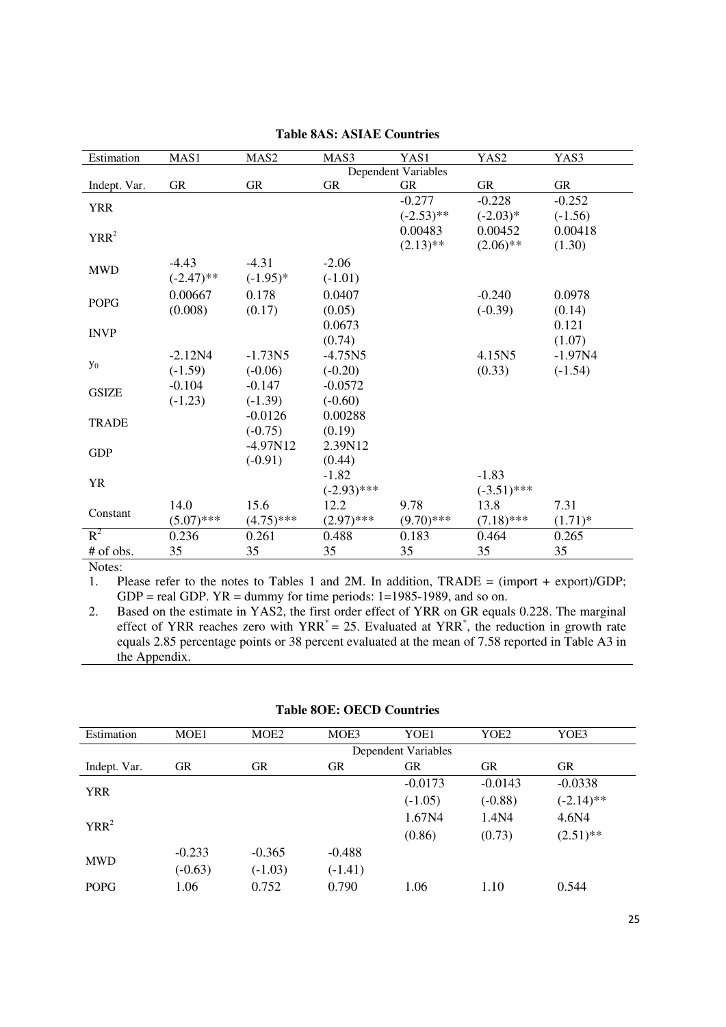**Table 8AS: ASIAE Countries**

| Estimation | MAS1 | MAS2 | MAS3 | YAS1 | YAS2 | YAS3 |
|---|---|---|---|---|---|---|
| | Dependent Variables | | | | | |
| Indept. Var. | GR | GR | GR | GR | GR | GR |
| YRR | | | | -0.277 | -0.228 | -0.252 |
| | | | | (-2.53)** | (-2.03)* | (-1.56) |
| $YRR^2$ | | | | 0.00483 | 0.00452 | 0.00418 |
| | | | | (2.13)** | (2.06)** | (1.30) |
| MWD | -4.43 | -4.31 | -2.06 | | | |
| | (-2.47)** | (-1.95)* | (-1.01) | | | |
| POPG | 0.00667 | 0.178 | 0.0407 | | -0.240 | 0.0978 |
| | (0.008) | (0.17) | (0.05) | | (-0.39) | (0.14) |
| INVP | | | 0.0673 | | | 0.121 |
| | | | (0.74) | | | (1.07) |
| $y_0$ | -2.12N4 | -1.73N5 | -4.75N5 | | 4.15N5 | -1.97N4 |
| | (-1.59) | (-0.06) | (-0.20) | | (0.33) | (-1.54) |
| GSIZE | -0.104 | -0.147 | -0.0572 | | | |
| | (-1.23) | (-1.39) | (-0.60) | | | |
| TRADE | | -0.0126 | 0.00288 | | | |
| | | (-0.75) | (0.19) | | | |
| GDP | | -4.97N12 | 2.39N12 | | | |
| | | (-0.91) | (0.44) | | | |
| YR | | | -1.82 | | -1.83 | |
| | | | (-2.93)*** | | (-3.51)*** | |
| Constant | 14.0 | 15.6 | 12.2 | 9.78 | 13.8 | 7.31 |
| | (5.07)*** | (4.75)*** | (2.97)*** | (9.70)*** | (7.18)*** | (1.71)* |
| $R^2$ | 0.236 | 0.261 | 0.488 | 0.183 | 0.464 | 0.265 |
| # of obs. | 35 | 35 | 35 | 35 | 35 | 35 |

Notes:

1. Please refer to the notes to Tables 1 and 2M. In addition, TRADE = (import + export)/GDP; GDP = real GDP. YR = dummy for time periods: 1=1985-1989, and so on.
2. Based on the estimate in YAS2, the first order effect of YRR on GR equals 0.228. The marginal effect of YRR reaches zero with $YRR^* = 25$. Evaluated at $YRR^*$, the reduction in growth rate equals 2.85 percentage points or 38 percent evaluated at the mean of 7.58 reported in Table A3 in the Appendix.

**Table 8OE: OECD Countries**

| Estimation | MOE1 | MOE2 | MOE3 | YOE1 | YOE2 | YOE3 |
|---|---|---|---|---|---|---|
| | Dependent Variables | | | | | |
| Indept. Var. | GR | GR | GR | GR | GR | GR |
| YRR | | | | -0.0173 | -0.0143 | -0.0338 |
| | | | | (-1.05) | (-0.88) | (-2.14)** |
| $YRR^2$ | | | | 1.67N4 | 1.4N4 | 4.6N4 |
| | | | | (0.86) | (0.73) | (2.51)** |
| MWD | -0.233 | -0.365 | -0.488 | | | |
| | (-0.63) | (-1.03) | (-1.41) | | | |
| POPG | 1.06 | 0.752 | 0.790 | 1.06 | 1.10 | 0.544 |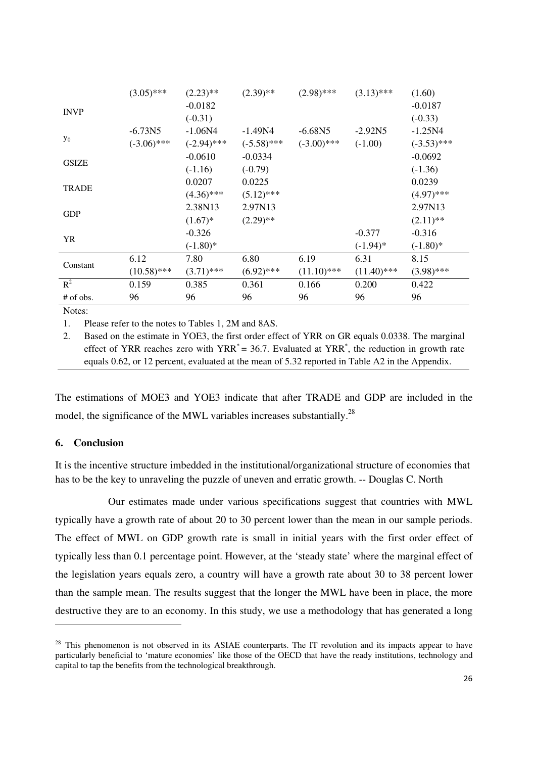| | | | | | | |
|---|---|---|---|---|---|---|
| | (3.05)*** | (2.23)** | (2.39)** | (2.98)*** | (3.13)*** | (1.60) |
| INVP | | -0.0182 | | | | -0.0187 |
| | | (-0.31) | | | | (-0.33) |
| $y_0$ | -6.73N5 | -1.06N4 | -1.49N4 | -6.68N5 | -2.92N5 | -1.25N4 |
| | (-3.06)*** | (-2.94)*** | (-5.58)*** | (-3.00)*** | (-1.00) | (-3.53)*** |
| GSIZE | | -0.0610 | -0.0334 | | | -0.0692 |
| | | (-1.16) | (-0.79) | | | (-1.36) |
| TRADE | | 0.0207 | 0.0225 | | | 0.0239 |
| | | (4.36)*** | (5.12)*** | | | (4.97)*** |
| GDP | | 2.38N13 | 2.97N13 | | | 2.97N13 |
| | | (1.67)* | (2.29)** | | | (2.11)** |
| YR | | -0.326 | | | -0.377 | -0.316 |
| | | (-1.80)* | | | (-1.94)* | (-1.80)* |
| Constant | 6.12 | 7.80 | 6.80 | 6.19 | 6.31 | 8.15 |
| | (10.58)*** | (3.71)*** | (6.92)*** | (11.10)*** | (11.40)*** | (3.98)*** |
| $R^2$ | 0.159 | 0.385 | 0.361 | 0.166 | 0.200 | 0.422 |
| # of obs. | 96 | 96 | 96 | 96 | 96 | 96 |

Notes:

1. Please refer to the notes to Tables 1, 2M and 8AS.
2. Based on the estimate in YOE3, the first order effect of YRR on GR equals 0.0338. The marginal effect of YRR reaches zero with $YRR^* = 36.7$. Evaluated at $YRR^*$, the reduction in growth rate equals 0.62, or 12 percent, evaluated at the mean of 5.32 reported in Table A2 in the Appendix.

The estimations of MOE3 and YOE3 indicate that after TRADE and GDP are included in the model, the significance of the MWL variables increases substantially.[28]

## 6. Conclusion

It is the incentive structure imbedded in the institutional/organizational structure of economies that has to be the key to unraveling the puzzle of uneven and erratic growth. -- Douglas C. North

Our estimates made under various specifications suggest that countries with MWL typically have a growth rate of about 20 to 30 percent lower than the mean in our sample periods. The effect of MWL on GDP growth rate is small in initial years with the first order effect of typically less than 0.1 percentage point. However, at the 'steady state' where the marginal effect of the legislation years equals zero, a country will have a growth rate about 30 to 38 percent lower than the sample mean. The results suggest that the longer the MWL have been in place, the more destructive they are to an economy. In this study, we use a methodology that has generated a long

[28] This phenomenon is not observed in its ASIAE counterparts. The IT revolution and its impacts appear to have particularly beneficial to 'mature economies' like those of the OECD that have the ready institutions, technology and capital to tap the benefits from the technological breakthrough.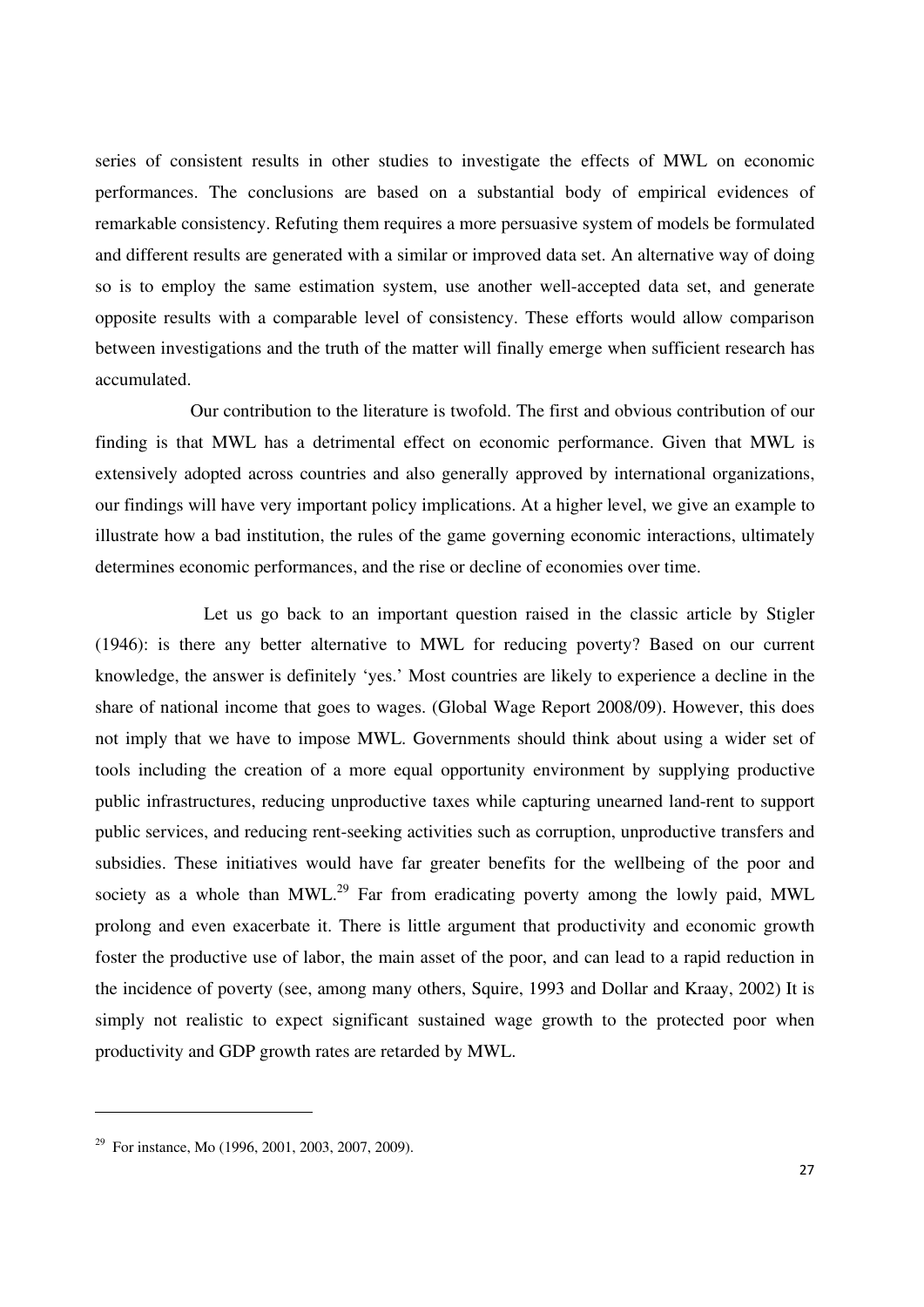series of consistent results in other studies to investigate the effects of MWL on economic performances. The conclusions are based on a substantial body of empirical evidences of remarkable consistency. Refuting them requires a more persuasive system of models be formulated and different results are generated with a similar or improved data set. An alternative way of doing so is to employ the same estimation system, use another well-accepted data set, and generate opposite results with a comparable level of consistency. These efforts would allow comparison between investigations and the truth of the matter will finally emerge when sufficient research has accumulated.

Our contribution to the literature is twofold. The first and obvious contribution of our finding is that MWL has a detrimental effect on economic performance. Given that MWL is extensively adopted across countries and also generally approved by international organizations, our findings will have very important policy implications. At a higher level, we give an example to illustrate how a bad institution, the rules of the game governing economic interactions, ultimately determines economic performances, and the rise or decline of economies over time.

Let us go back to an important question raised in the classic article by Stigler (1946): is there any better alternative to MWL for reducing poverty? Based on our current knowledge, the answer is definitely 'yes.' Most countries are likely to experience a decline in the share of national income that goes to wages. (Global Wage Report 2008/09). However, this does not imply that we have to impose MWL. Governments should think about using a wider set of tools including the creation of a more equal opportunity environment by supplying productive public infrastructures, reducing unproductive taxes while capturing unearned land-rent to support public services, and reducing rent-seeking activities such as corruption, unproductive transfers and subsidies. These initiatives would have far greater benefits for the wellbeing of the poor and society as a whole than MWL.[29] Far from eradicating poverty among the lowly paid, MWL prolong and even exacerbate it. There is little argument that productivity and economic growth foster the productive use of labor, the main asset of the poor, and can lead to a rapid reduction in the incidence of poverty (see, among many others, Squire, 1993 and Dollar and Kraay, 2002) It is simply not realistic to expect significant sustained wage growth to the protected poor when productivity and GDP growth rates are retarded by MWL.

---

[29] For instance, Mo (1996, 2001, 2003, 2007, 2009).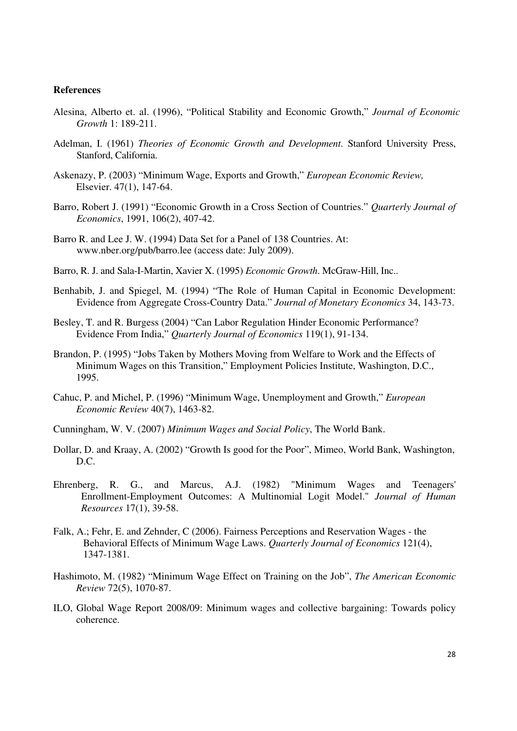**References**

Alesina, Alberto et. al. (1996), "Political Stability and Economic Growth," *Journal of Economic Growth* 1: 189-211.

Adelman, I. (1961) *Theories of Economic Growth and Development*. Stanford University Press, Stanford, California.

Askenazy, P. (2003) "Minimum Wage, Exports and Growth," *European Economic Review,* Elsevier. 47(1), 147-64.

Barro, Robert J. (1991) "Economic Growth in a Cross Section of Countries." *Quarterly Journal of Economics*, 1991, 106(2), 407-42.

Barro R. and Lee J. W. (1994) Data Set for a Panel of 138 Countries. At: www.nber.org/pub/barro.lee (access date: July 2009).

Barro, R. J. and Sala-I-Martin, Xavier X. (1995) *Economic Growth*. McGraw-Hill, Inc..

Benhabib, J. and Spiegel, M. (1994) "The Role of Human Capital in Economic Development: Evidence from Aggregate Cross-Country Data." *Journal of Monetary Economics* 34, 143-73.

Besley, T. and R. Burgess (2004) "Can Labor Regulation Hinder Economic Performance? Evidence From India," *Quarterly Journal of Economics* 119(1), 91-134.

Brandon, P. (1995) "Jobs Taken by Mothers Moving from Welfare to Work and the Effects of Minimum Wages on this Transition," Employment Policies Institute, Washington, D.C., 1995.

Cahuc, P. and Michel, P. (1996) "Minimum Wage, Unemployment and Growth," *European Economic Review* 40(7), 1463-82.

Cunningham, W. V. (2007) *Minimum Wages and Social Policy*, The World Bank.

Dollar, D. and Kraay, A. (2002) "Growth Is good for the Poor", Mimeo, World Bank, Washington, D.C.

Ehrenberg, R. G., and Marcus, A.J. (1982) "Minimum Wages and Teenagers' Enrollment-Employment Outcomes: A Multinomial Logit Model." *Journal of Human Resources* 17(1), 39-58.

Falk, A.; Fehr, E. and Zehnder, C (2006). Fairness Perceptions and Reservation Wages - the Behavioral Effects of Minimum Wage Laws. *Quarterly Journal of Economics* 121(4), 1347-1381.

Hashimoto, M. (1982) "Minimum Wage Effect on Training on the Job", *The American Economic Review* 72(5), 1070-87.

ILO, Global Wage Report 2008/09: Minimum wages and collective bargaining: Towards policy coherence.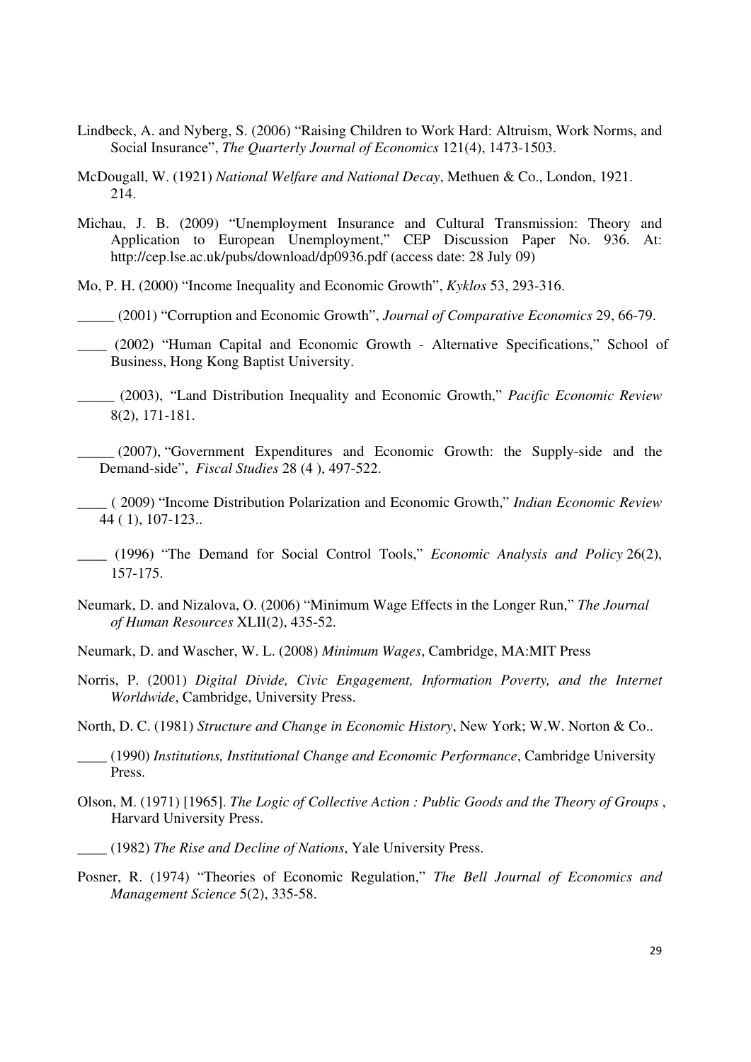Lindbeck, A. and Nyberg, S. (2006) "Raising Children to Work Hard: Altruism, Work Norms, and Social Insurance", *The Quarterly Journal of Economics* 121(4), 1473-1503.

McDougall, W. (1921) *National Welfare and National Decay*, Methuen & Co., London, 1921. 214.

Michau, J. B. (2009) "Unemployment Insurance and Cultural Transmission: Theory and Application to European Unemployment," CEP Discussion Paper No. 936. At: http://cep.lse.ac.uk/pubs/download/dp0936.pdf (access date: 28 July 09)

Mo, P. H. (2000) "Income Inequality and Economic Growth", *Kyklos* 53, 293-316.

_____ (2001) "Corruption and Economic Growth", *Journal of Comparative Economics* 29, 66-79.

____ (2002) "Human Capital and Economic Growth - Alternative Specifications," School of Business, Hong Kong Baptist University.

_____ (2003), "Land Distribution Inequality and Economic Growth," *Pacific Economic Review* 8(2), 171-181.

_____ (2007), "Government Expenditures and Economic Growth: the Supply-side and the Demand-side", *Fiscal Studies* 28 (4 ), 497-522.

____ ( 2009) "Income Distribution Polarization and Economic Growth," *Indian Economic Review* 44 ( 1), 107-123..

____ (1996) "The Demand for Social Control Tools," *Economic Analysis and Policy* 26(2), 157-175.

Neumark, D. and Nizalova, O. (2006) "Minimum Wage Effects in the Longer Run," *The Journal of Human Resources* XLII(2), 435-52.

Neumark, D. and Wascher, W. L. (2008) *Minimum Wages*, Cambridge, MA:MIT Press

Norris, P. (2001) *Digital Divide, Civic Engagement, Information Poverty, and the Internet Worldwide*, Cambridge, University Press.

North, D. C. (1981) *Structure and Change in Economic History*, New York; W.W. Norton & Co..

____ (1990) *Institutions, Institutional Change and Economic Performance*, Cambridge University Press.

Olson, M. (1971) [1965]. *The Logic of Collective Action : Public Goods and the Theory of Groups* , Harvard University Press.

____ (1982) *The Rise and Decline of Nations*, Yale University Press.

Posner, R. (1974) "Theories of Economic Regulation," *The Bell Journal of Economics and Management Science* 5(2), 335-58.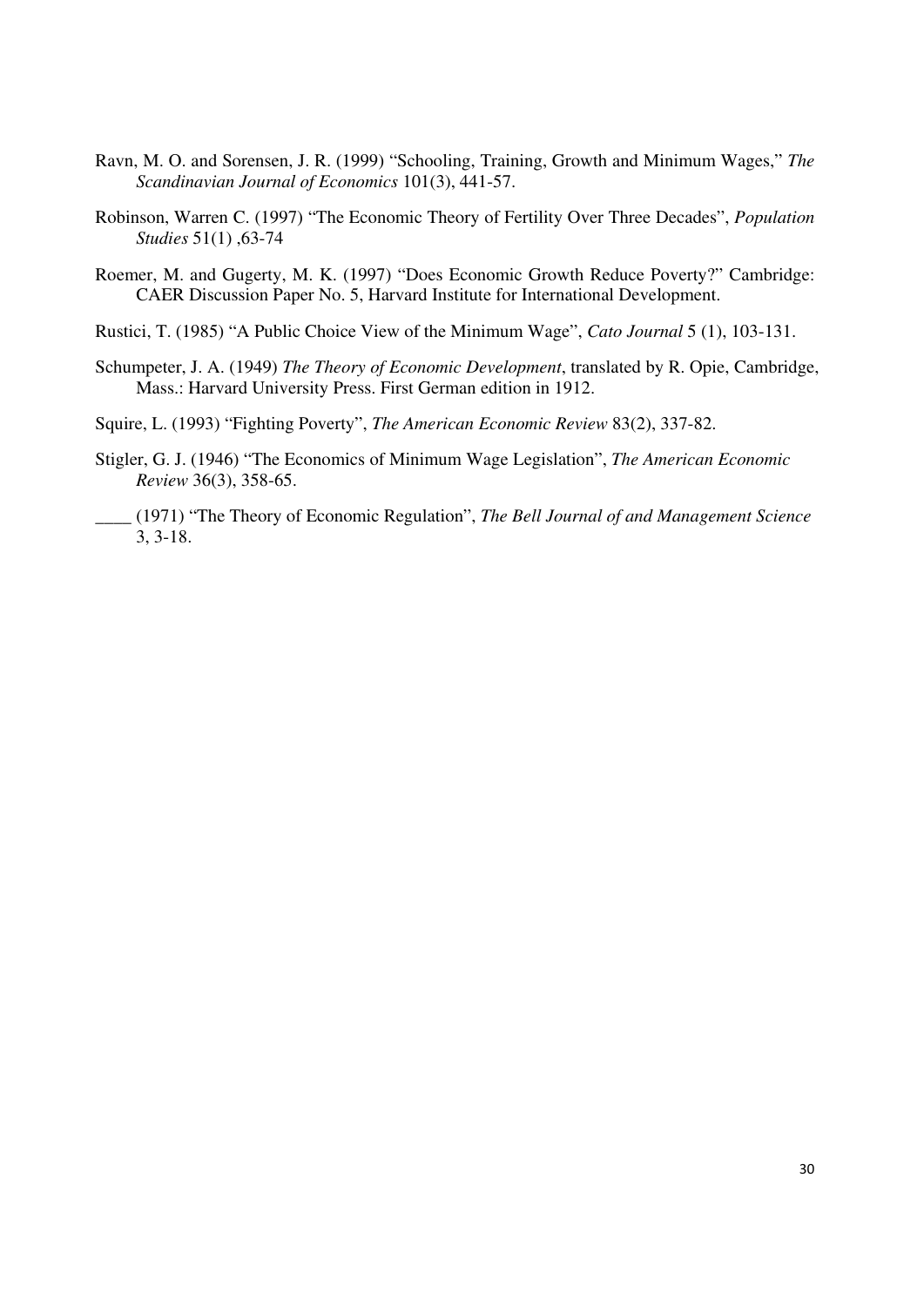Ravn, M. O. and Sorensen, J. R. (1999) "Schooling, Training, Growth and Minimum Wages," *The Scandinavian Journal of Economics* 101(3), 441-57.

Robinson, Warren C. (1997) "The Economic Theory of Fertility Over Three Decades", *Population Studies* 51(1) ,63-74

Roemer, M. and Gugerty, M. K. (1997) "Does Economic Growth Reduce Poverty?" Cambridge: CAER Discussion Paper No. 5, Harvard Institute for International Development.

Rustici, T. (1985) "A Public Choice View of the Minimum Wage", *Cato Journal* 5 (1), 103-131.

Schumpeter, J. A. (1949) *The Theory of Economic Development*, translated by R. Opie, Cambridge, Mass.: Harvard University Press. First German edition in 1912.

Squire, L. (1993) "Fighting Poverty", *The American Economic Review* 83(2), 337-82.

Stigler, G. J. (1946) "The Economics of Minimum Wage Legislation", *The American Economic Review* 36(3), 358-65.

____ (1971) "The Theory of Economic Regulation", *The Bell Journal of and Management Science* 3, 3-18.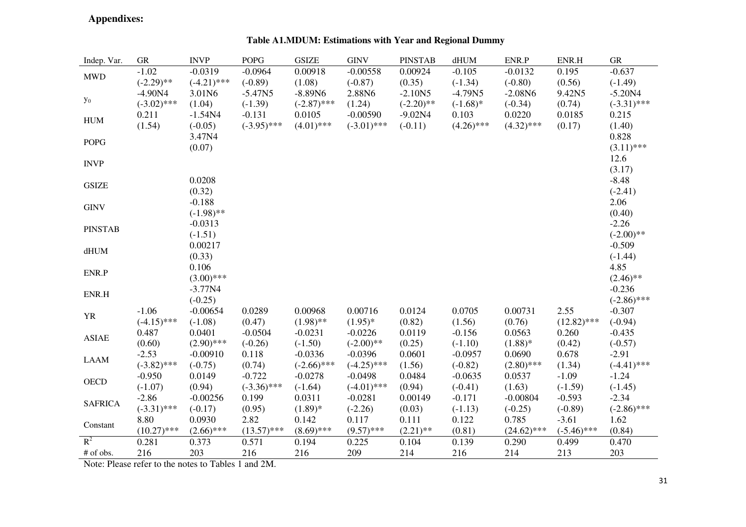**Appendixes:**

**Table A1.MDUM: Estimations with Year and Regional Dummy**

| Indep. Var. | GR | INVP | POPG | GSIZE | GINV | PINSTAB | dHUM | ENR.P | ENR.H | GR |
|---|---|---|---|---|---|---|---|---|---|---|
| MWD | -1.02 | -0.0319 | -0.0964 | 0.00918 | -0.00558 | 0.00924 | -0.105 | -0.0132 | 0.195 | -0.637 |
| | (-2.29)** | (-4.21)*** | (-0.89) | (1.08) | (-0.87) | (0.35) | (-1.34) | (-0.80) | (0.56) | (-1.49) |
| $y_0$ | -4.90N4 | 3.01N6 | -5.47N5 | -8.89N6 | 2.88N6 | -2.10N5 | -4.79N5 | -2.08N6 | 9.42N5 | -5.20N4 |
| | (-3.02)*** | (1.04) | (-1.39) | (-2.87)*** | (1.24) | (-2.20)** | (-1.68)* | (-0.34) | (0.74) | (-3.31)*** |
| HUM | 0.211 | -1.54N4 | -0.131 | 0.0105 | -0.00590 | -9.02N4 | 0.103 | 0.0220 | 0.0185 | 0.215 |
| | (1.54) | (-0.05) | (-3.95)*** | (4.01)*** | (-3.01)*** | (-0.11) | (4.26)*** | (4.32)*** | (0.17) | (1.40) |
| POPG | | 3.47N4 | | | | | | | | 0.828 |
| | | (0.07) | | | | | | | | (3.11)*** |
| INVP | | | | | | | | | | 12.6 |
| | | | | | | | | | | (3.17) |
| GSIZE | | 0.0208 | | | | | | | | -8.48 |
| | | (0.32) | | | | | | | | (-2.41) |
| GINV | | -0.188 | | | | | | | | 2.06 |
| | | (-1.98)** | | | | | | | | (0.40) |
| PINSTAB | | -0.0313 | | | | | | | | -2.26 |
| | | (-1.51) | | | | | | | | (-2.00)** |
| dHUM | | 0.00217 | | | | | | | | -0.509 |
| | | (0.33) | | | | | | | | (-1.44) |
| ENR.P | | 0.106 | | | | | | | | 4.85 |
| | | (3.00)*** | | | | | | | | (2.46)** |
| ENR.H | | -3.77N4 | | | | | | | | -0.236 |
| | | (-0.25) | | | | | | | | (-2.86)*** |
| YR | -1.06 | -0.00654 | 0.0289 | 0.00968 | 0.00716 | 0.0124 | 0.0705 | 0.00731 | 2.55 | -0.307 |
| | (-4.15)*** | (-1.08) | (0.47) | (1.98)** | (1.95)* | (0.82) | (1.56) | (0.76) | (12.82)*** | (-0.94) |
| ASIAE | 0.487 | 0.0401 | -0.0504 | -0.0231 | -0.0226 | 0.0119 | -0.156 | 0.0563 | 0.260 | -0.435 |
| | (0.60) | (2.90)*** | (-0.26) | (-1.50) | (-2.00)** | (0.25) | (-1.10) | (1.88)* | (0.42) | (-0.57) |
| LAAM | -2.53 | -0.00910 | 0.118 | -0.0336 | -0.0396 | 0.0601 | -0.0957 | 0.0690 | 0.678 | -2.91 |
| | (-3.82)*** | (-0.75) | (0.74) | (-2.66)*** | (-4.25)*** | (1.56) | (-0.82) | (2.80)*** | (1.34) | (-4.41)*** |
| OECD | -0.950 | 0.0149 | -0.722 | -0.0278 | -0.0498 | 0.0484 | -0.0635 | 0.0537 | -1.09 | -1.24 |
| | (-1.07) | (0.94) | (-3.36)*** | (-1.64) | (-4.01)*** | (0.94) | (-0.41) | (1.63) | (-1.59) | (-1.45) |
| SAFRICA | -2.86 | -0.00256 | 0.199 | 0.0311 | -0.0281 | 0.00149 | -0.171 | -0.00804 | -0.593 | -2.34 |
| | (-3.31)*** | (-0.17) | (0.95) | (1.89)* | (-2.26) | (0.03) | (-1.13) | (-0.25) | (-0.89) | (-2.86)*** |
| Constant | 8.80 | 0.0930 | 2.82 | 0.142 | 0.117 | 0.111 | 0.122 | 0.785 | -3.61 | 1.62 |
| | (10.27)*** | (2.66)*** | (13.57)*** | (8.69)*** | (9.57)*** | (2.21)** | (0.81) | (24.62)*** | (-5.46)*** | (0.84) |
| $R^2$ | 0.281 | 0.373 | 0.571 | 0.194 | 0.225 | 0.104 | 0.139 | 0.290 | 0.499 | 0.470 |
| # of obs. | 216 | 203 | 216 | 216 | 209 | 214 | 216 | 214 | 213 | 203 |

Note: Please refer to the notes to Tables 1 and 2M.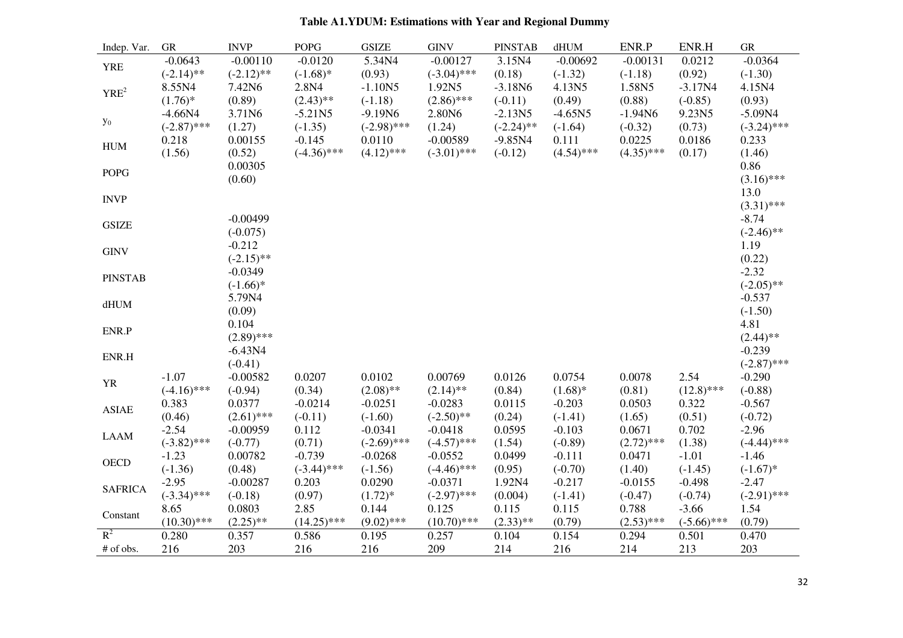**Table A1.YDUM: Estimations with Year and Regional Dummy**

| Indep. Var. | GR | INVP | POPG | GSIZE | GINV | PINSTAB | dHUM | ENR.P | ENR.H | GR |
|---|---|---|---|---|---|---|---|---|---|---|
| YRE | -0.0643<br>(-2.14)** | -0.00110<br>(-2.12)** | -0.0120<br>(-1.68)* | 5.34N4<br>(0.93) | -0.00127<br>(-3.04)*** | 3.15N4<br>(0.18) | -0.00692<br>(-1.32) | -0.00131<br>(-1.18) | 0.0212<br>(0.92) | -0.0364<br>(-1.30) |
| $YRE^2$ | 8.55N4<br>(1.76)* | 7.42N6<br>(0.89) | 2.8N4<br>(2.43)** | -1.10N5<br>(-1.18) | 1.92N5<br>(2.86)*** | -3.18N6<br>(-0.11) | 4.13N5<br>(0.49) | 1.58N5<br>(0.88) | -3.17N4<br>(-0.85) | 4.15N4<br>(0.93) |
| $y_0$ | -4.66N4<br>(-2.87)*** | 3.71N6<br>(1.27) | -5.21N5<br>(-1.35) | -9.19N6<br>(-2.98)*** | 2.80N6<br>(1.24) | -2.13N5<br>(-2.24)** | -4.65N5<br>(-1.64) | -1.94N6<br>(-0.32) | 9.23N5<br>(0.73) | -5.09N4<br>(-3.24)*** |
| HUM | 0.218<br>(1.56) | 0.00155<br>(0.52) | -0.145<br>(-4.36)*** | 0.0110<br>(4.12)*** | -0.00589<br>(-3.01)*** | -9.85N4<br>(-0.12) | 0.111<br>(4.54)*** | 0.0225<br>(4.35)*** | 0.0186<br>(0.17) | 0.233<br>(1.46) |
| POPG | | 0.00305<br>(0.60) | | | | | | | | 0.86<br>(3.16)*** |
| INVP | | | | | | | | | | 13.0<br>(3.31)*** |
| GSIZE | | -0.00499<br>(-0.075) | | | | | | | | -8.74<br>(-2.46)** |
| GINV | | -0.212<br>(-2.15)** | | | | | | | | 1.19<br>(0.22) |
| PINSTAB | | -0.0349<br>(-1.66)* | | | | | | | | -2.32<br>(-2.05)** |
| dHUM | | 5.79N4<br>(0.09) | | | | | | | | -0.537<br>(-1.50) |
| ENR.P | | 0.104<br>(2.89)*** | | | | | | | | 4.81<br>(2.44)** |
| ENR.H | | -6.43N4<br>(-0.41) | | | | | | | | -0.239<br>(-2.87)*** |
| YR | -1.07<br>(-4.16)*** | -0.00582<br>(-0.94) | 0.0207<br>(0.34) | 0.0102<br>(2.08)** | 0.00769<br>(2.14)** | 0.0126<br>(0.84) | 0.0754<br>(1.68)* | 0.0078<br>(0.81) | 2.54<br>(12.8)*** | -0.290<br>(-0.88) |
| ASIAE | 0.383<br>(0.46) | 0.0377<br>(2.61)*** | -0.0214<br>(-0.11) | -0.0251<br>(-1.60) | -0.0283<br>(-2.50)** | 0.0115<br>(0.24) | -0.203<br>(-1.41) | 0.0503<br>(1.65) | 0.322<br>(0.51) | -0.567<br>(-0.72) |
| LAAM | -2.54<br>(-3.82)*** | -0.00959<br>(-0.77) | 0.112<br>(0.71) | -0.0341<br>(-2.69)*** | -0.0418<br>(-4.57)*** | 0.0595<br>(1.54) | -0.103<br>(-0.89) | 0.0671<br>(2.72)*** | 0.702<br>(1.38) | -2.96<br>(-4.44)*** |
| OECD | -1.23<br>(-1.36) | 0.00782<br>(0.48) | -0.739<br>(-3.44)*** | -0.0268<br>(-1.56) | -0.0552<br>(-4.46)*** | 0.0499<br>(0.95) | -0.111<br>(-0.70) | 0.0471<br>(1.40) | -1.01<br>(-1.45) | -1.46<br>(-1.67)* |
| SAFRICA | -2.95<br>(-3.34)*** | -0.00287<br>(-0.18) | 0.203<br>(0.97) | 0.0290<br>(1.72)* | -0.0371<br>(-2.97)*** | 1.92N4<br>(0.004) | -0.217<br>(-1.41) | -0.0155<br>(-0.47) | -0.498<br>(-0.74) | -2.47<br>(-2.91)*** |
| Constant | 8.65<br>(10.30)*** | 0.0803<br>(2.25)** | 2.85<br>(14.25)*** | 0.144<br>(9.02)*** | 0.125<br>(10.70)*** | 0.115<br>(2.33)** | 0.115<br>(0.79) | 0.788<br>(2.53)*** | -3.66<br>(-5.66)*** | 1.54<br>(0.79) |
| $R^2$ | 0.280 | 0.357 | 0.586 | 0.195 | 0.257 | 0.104 | 0.154 | 0.294 | 0.501 | 0.470 |
| # of obs. | 216 | 203 | 216 | 216 | 209 | 214 | 216 | 214 | 213 | 203 |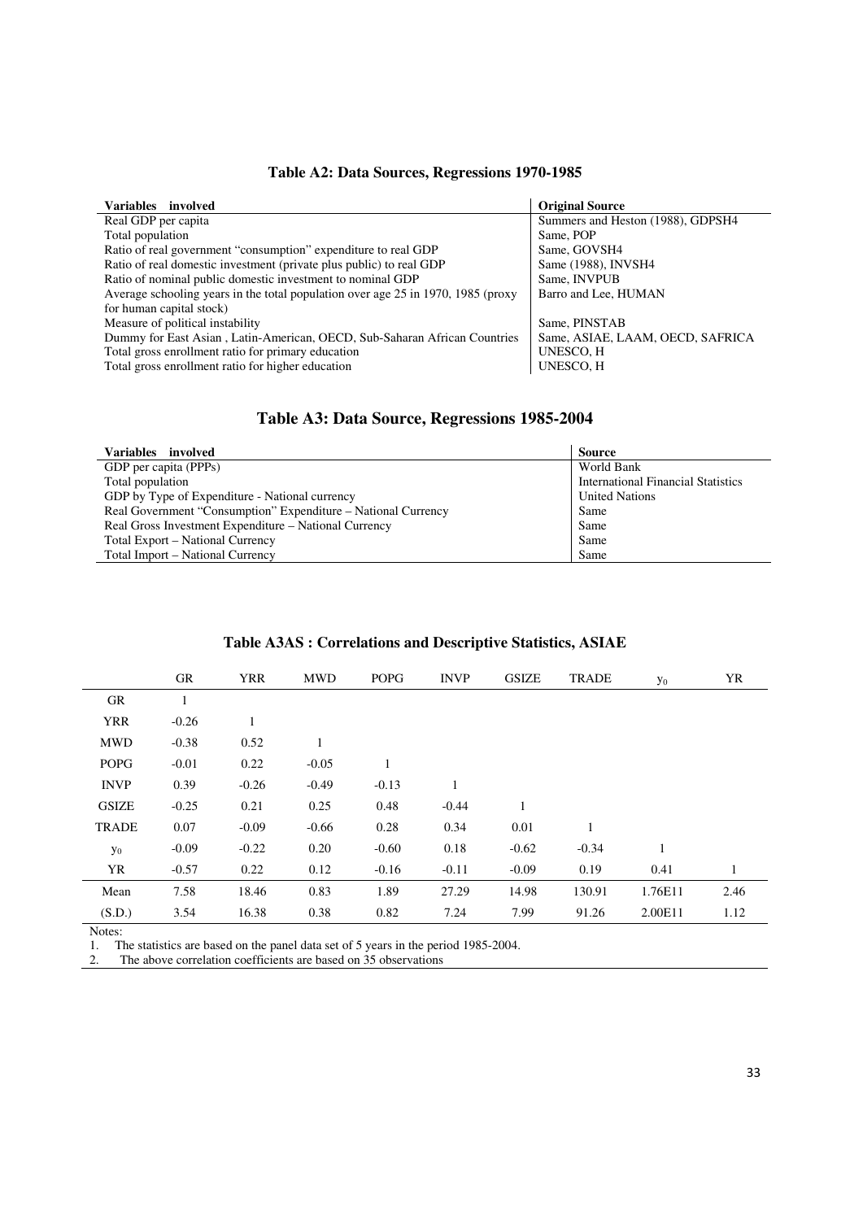**Table A2: Data Sources, Regressions 1970-1985**

| Variables involved | Original Source |
|---|---|
| Real GDP per capita | Summers and Heston (1988), GDPSH4 |
| Total population | Same, POP |
| Ratio of real government "consumption" expenditure to real GDP | Same, GOVSH4 |
| Ratio of real domestic investment (private plus public) to real GDP | Same (1988), INVSH4 |
| Ratio of nominal public domestic investment to nominal GDP | Same, INVPUB |
| Average schooling years in the total population over age 25 in 1970, 1985 (proxy for human capital stock) | Barro and Lee, HUMAN |
| Measure of political instability | Same, PINSTAB |
| Dummy for East Asian , Latin-American, OECD, Sub-Saharan African Countries | Same, ASIAE, LAAM, OECD, SAFRICA |
| Total gross enrollment ratio for primary education | UNESCO, H |
| Total gross enrollment ratio for higher education | UNESCO, H |

**Table A3: Data Source, Regressions 1985-2004**

| Variables involved | Source |
|---|---|
| GDP per capita (PPPs) | World Bank |
| Total population | International Financial Statistics |
| GDP by Type of Expenditure - National currency | United Nations |
| Real Government "Consumption" Expenditure – National Currency | Same |
| Real Gross Investment Expenditure – National Currency | Same |
| Total Export – National Currency | Same |
| Total Import – National Currency | Same |

**Table A3AS : Correlations and Descriptive Statistics, ASIAE**

| | GR | YRR | MWD | POPG | INVP | GSIZE | TRADE | $y_0$ | YR |
|---|---|---|---|---|---|---|---|---|---|
| GR | 1 | | | | | | | | |
| YRR | -0.26 | 1 | | | | | | | |
| MWD | -0.38 | 0.52 | 1 | | | | | | |
| POPG | -0.01 | 0.22 | -0.05 | 1 | | | | | |
| INVP | 0.39 | -0.26 | -0.49 | -0.13 | 1 | | | | |
| GSIZE | -0.25 | 0.21 | 0.25 | 0.48 | -0.44 | 1 | | | |
| TRADE | 0.07 | -0.09 | -0.66 | 0.28 | 0.34 | 0.01 | 1 | | |
| $y_0$ | -0.09 | -0.22 | 0.20 | -0.60 | 0.18 | -0.62 | -0.34 | 1 | |
| YR | -0.57 | 0.22 | 0.12 | -0.16 | -0.11 | -0.09 | 0.19 | 0.41 | 1 |
| Mean | 7.58 | 18.46 | 0.83 | 1.89 | 27.29 | 14.98 | 130.91 | 1.76E11 | 2.46 |
| (S.D.) | 3.54 | 16.38 | 0.38 | 0.82 | 7.24 | 7.99 | 91.26 | 2.00E11 | 1.12 |

Notes:
1. The statistics are based on the panel data set of 5 years in the period 1985-2004.
2. The above correlation coefficients are based on 35 observations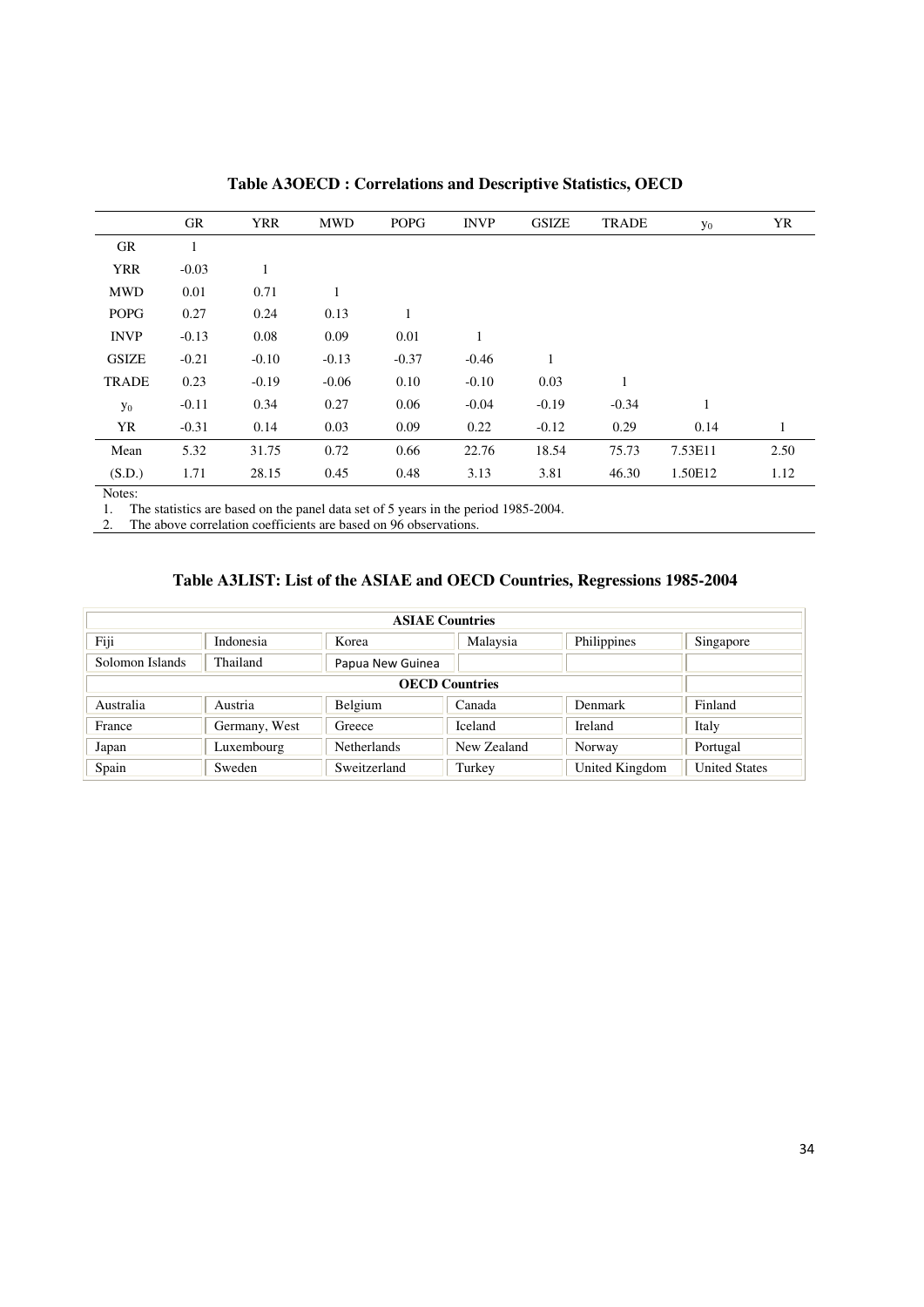**Table A3OECD : Correlations and Descriptive Statistics, OECD**

| | GR | YRR | MWD | POPG | INVP | GSIZE | TRADE | $y_0$ | YR |
|---|---|---|---|---|---|---|---|---|---|
| GR | 1 | | | | | | | | |
| YRR | -0.03 | 1 | | | | | | | |
| MWD | 0.01 | 0.71 | 1 | | | | | | |
| POPG | 0.27 | 0.24 | 0.13 | 1 | | | | | |
| INVP | -0.13 | 0.08 | 0.09 | 0.01 | 1 | | | | |
| GSIZE | -0.21 | -0.10 | -0.13 | -0.37 | -0.46 | 1 | | | |
| TRADE | 0.23 | -0.19 | -0.06 | 0.10 | -0.10 | 0.03 | 1 | | |
| $y_0$ | -0.11 | 0.34 | 0.27 | 0.06 | -0.04 | -0.19 | -0.34 | 1 | |
| YR | -0.31 | 0.14 | 0.03 | 0.09 | 0.22 | -0.12 | 0.29 | 0.14 | 1 |
| Mean | 5.32 | 31.75 | 0.72 | 0.66 | 22.76 | 18.54 | 75.73 | 7.53E11 | 2.50 |
| (S.D.) | 1.71 | 28.15 | 0.45 | 0.48 | 3.13 | 3.81 | 46.30 | 1.50E12 | 1.12 |

Notes:
1. The statistics are based on the panel data set of 5 years in the period 1985-2004.
2. The above correlation coefficients are based on 96 observations.

**Table A3LIST: List of the ASIAE and OECD Countries, Regressions 1985-2004**

| ASIAE Countries | | | | | |
|---|---|---|---|---|---|
| Fiji | Indonesia | Korea | Malaysia | Philippines | Singapore |
| Solomon Islands | Thailand | Papua New Guinea | | | |
| **OECD Countries** | | | | | |
| Australia | Austria | Belgium | Canada | Denmark | Finland |
| France | Germany, West | Greece | Iceland | Ireland | Italy |
| Japan | Luxembourg | Netherlands | New Zealand | Norway | Portugal |
| Spain | Sweden | Sweitzerland | Turkey | United Kingdom | United States |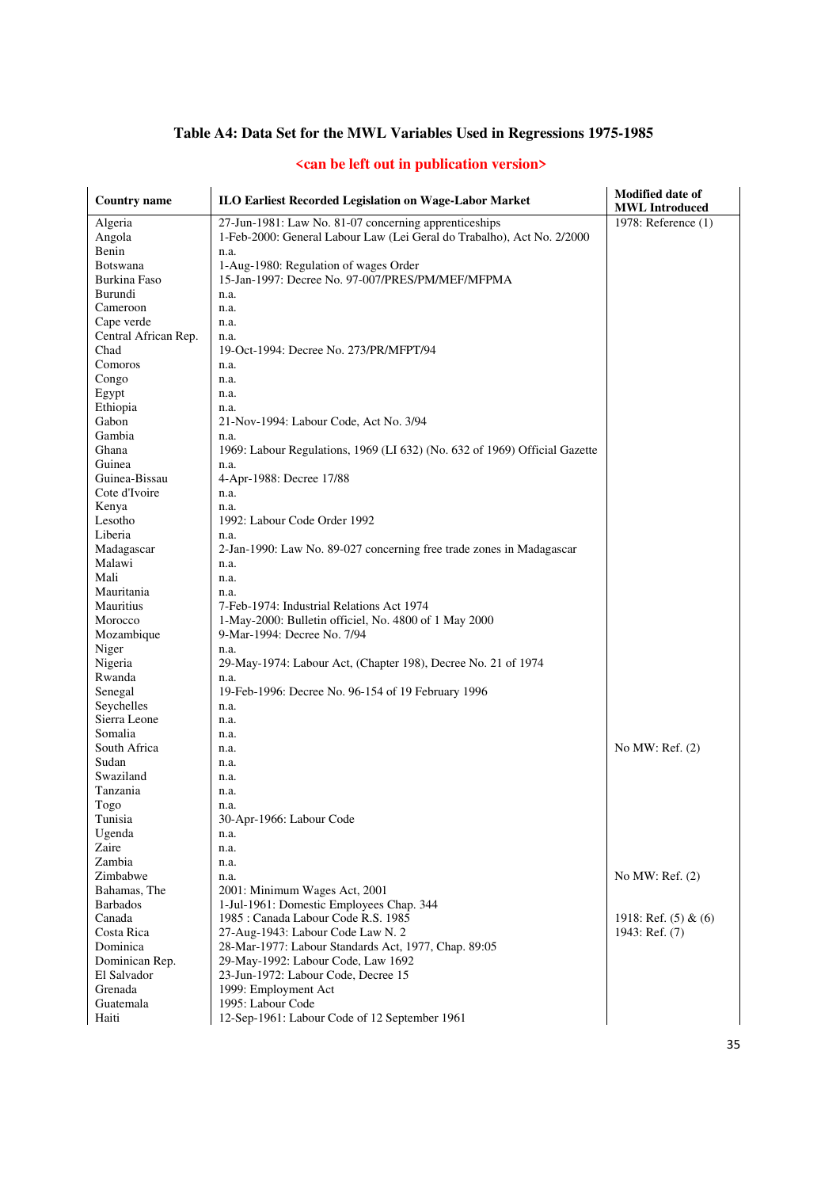## Table A4: Data Set for the MWL Variables Used in Regressions 1975-1985

<can be left out in publication version>

| Country name | ILO Earliest Recorded Legislation on Wage-Labor Market | Modified date of MWL Introduced |
|---|---|---|
| Algeria | 27-Jun-1981: Law No. 81-07 concerning apprenticeships | 1978: Reference (1) |
| Angola | 1-Feb-2000: General Labour Law (Lei Geral do Trabalho), Act No. 2/2000 | |
| Benin | n.a. | |
| Botswana | 1-Aug-1980: Regulation of wages Order | |
| Burkina Faso | 15-Jan-1997: Decree No. 97-007/PRES/PM/MEF/MFPMA | |
| Burundi | n.a. | |
| Cameroon | n.a. | |
| Cape verde | n.a. | |
| Central African Rep. | n.a. | |
| Chad | 19-Oct-1994: Decree No. 273/PR/MFPT/94 | |
| Comoros | n.a. | |
| Congo | n.a. | |
| Egypt | n.a. | |
| Ethiopia | n.a. | |
| Gabon | 21-Nov-1994: Labour Code, Act No. 3/94 | |
| Gambia | n.a. | |
| Ghana | 1969: Labour Regulations, 1969 (LI 632) (No. 632 of 1969) Official Gazette | |
| Guinea | n.a. | |
| Guinea-Bissau | 4-Apr-1988: Decree 17/88 | |
| Cote d'Ivoire | n.a. | |
| Kenya | n.a. | |
| Lesotho | 1992: Labour Code Order 1992 | |
| Liberia | n.a. | |
| Madagascar | 2-Jan-1990: Law No. 89-027 concerning free trade zones in Madagascar | |
| Malawi | n.a. | |
| Mali | n.a. | |
| Mauritania | n.a. | |
| Mauritius | 7-Feb-1974: Industrial Relations Act 1974 | |
| Morocco | 1-May-2000: Bulletin officiel, No. 4800 of 1 May 2000 | |
| Mozambique | 9-Mar-1994: Decree No. 7/94 | |
| Niger | n.a. | |
| Nigeria | 29-May-1974: Labour Act, (Chapter 198), Decree No. 21 of 1974 | |
| Rwanda | n.a. | |
| Senegal | 19-Feb-1996: Decree No. 96-154 of 19 February 1996 | |
| Seychelles | n.a. | |
| Sierra Leone | n.a. | |
| Somalia | n.a. | |
| South Africa | n.a. | No MW: Ref. (2) |
| Sudan | n.a. | |
| Swaziland | n.a. | |
| Tanzania | n.a. | |
| Togo | n.a. | |
| Tunisia | 30-Apr-1966: Labour Code | |
| Ugenda | n.a. | |
| Zaire | n.a. | |
| Zambia | n.a. | |
| Zimbabwe | n.a. | No MW: Ref. (2) |
| Bahamas, The | 2001: Minimum Wages Act, 2001 | |
| Barbados | 1-Jul-1961: Domestic Employees Chap. 344 | |
| Canada | 1985 : Canada Labour Code R.S. 1985 | 1918: Ref. (5) & (6) |
| Costa Rica | 27-Aug-1943: Labour Code Law N. 2 | 1943: Ref. (7) |
| Dominica | 28-Mar-1977: Labour Standards Act, 1977, Chap. 89:05 | |
| Dominican Rep. | 29-May-1992: Labour Code, Law 1692 | |
| El Salvador | 23-Jun-1972: Labour Code, Decree 15 | |
| Grenada | 1999: Employment Act | |
| Guatemala | 1995: Labour Code | |
| Haiti | 12-Sep-1961: Labour Code of 12 September 1961 | |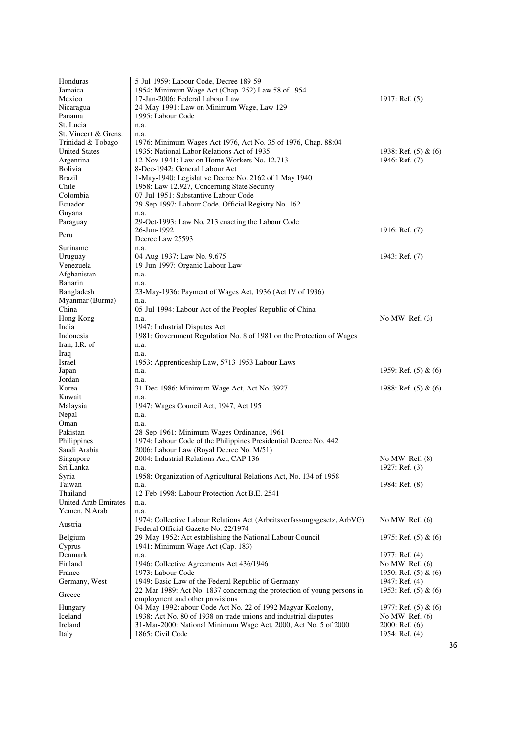| | | |
|---|---|---|
| Honduras | 5-Jul-1959: Labour Code, Decree 189-59 | |
| Jamaica | 1954: Minimum Wage Act (Chap. 252) Law 58 of 1954 | |
| Mexico | 17-Jan-2006: Federal Labour Law | 1917: Ref. (5) |
| Nicaragua | 24-May-1991: Law on Minimum Wage, Law 129 | |
| Panama | 1995: Labour Code | |
| St. Lucia | n.a. | |
| St. Vincent & Grens. | n.a. | |
| Trinidad & Tobago | 1976: Minimum Wages Act 1976, Act No. 35 of 1976, Chap. 88:04 | |
| United States | 1935: National Labor Relations Act of 1935 | 1938: Ref. (5) & (6) |
| Argentina | 12-Nov-1941: Law on Home Workers No. 12.713 | 1946: Ref. (7) |
| Bolivia | 8-Dec-1942: General Labour Act | |
| Brazil | 1-May-1940: Legislative Decree No. 2162 of 1 May 1940 | |
| Chile | 1958: Law 12.927, Concerning State Security | |
| Colombia | 07-Jul-1951: Substantive Labour Code | |
| Ecuador | 29-Sep-1997: Labour Code, Official Registry No. 162 | |
| Guyana | n.a. | |
| Paraguay | 29-Oct-1993: Law No. 213 enacting the Labour Code | |
| Peru | 26-Jun-1992 Decree Law 25593 | 1916: Ref. (7) |
| Suriname | n.a. | |
| Uruguay | 04-Aug-1937: Law No. 9.675 | 1943: Ref. (7) |
| Venezuela | 19-Jun-1997: Organic Labour Law | |
| Afghanistan | n.a. | |
| Baharin | n.a. | |
| Bangladesh | 23-May-1936: Payment of Wages Act, 1936 (Act IV of 1936) | |
| Myanmar (Burma) | n.a. | |
| China | 05-Jul-1994: Labour Act of the Peoples' Republic of China | |
| Hong Kong | n.a. | No MW: Ref. (3) |
| India | 1947: Industrial Disputes Act | |
| Indonesia | 1981: Government Regulation No. 8 of 1981 on the Protection of Wages | |
| Iran, I.R. of | n.a. | |
| Iraq | n.a. | |
| Israel | 1953: Apprenticeship Law, 5713-1953 Labour Laws | |
| Japan | n.a. | 1959: Ref. (5) & (6) |
| Jordan | n.a. | |
| Korea | 31-Dec-1986: Minimum Wage Act, Act No. 3927 | 1988: Ref. (5) & (6) |
| Kuwait | n.a. | |
| Malaysia | 1947: Wages Council Act, 1947, Act 195 | |
| Nepal | n.a. | |
| Oman | n.a. | |
| Pakistan | 28-Sep-1961: Minimum Wages Ordinance, 1961 | |
| Philippines | 1974: Labour Code of the Philippines Presidential Decree No. 442 | |
| Saudi Arabia | 2006: Labour Law (Royal Decree No. M/51) | |
| Singapore | 2004: Industrial Relations Act, CAP 136 | No MW: Ref. (8) |
| Sri Lanka | n.a. | 1927: Ref. (3) |
| Syria | 1958: Organization of Agricultural Relations Act, No. 134 of 1958 | |
| Taiwan | n.a. | 1984: Ref. (8) |
| Thailand | 12-Feb-1998: Labour Protection Act B.E. 2541 | |
| United Arab Emirates | n.a. | |
| Yemen, N.Arab | n.a. | |
| Austria | 1974: Collective Labour Relations Act (Arbeitsverfassungsgesetz, ArbVG) Federal Official Gazette No. 22/1974 | No MW: Ref. (6) |
| Belgium | 29-May-1952: Act establishing the National Labour Council | 1975: Ref. (5) & (6) |
| Cyprus | 1941: Minimum Wage Act (Cap. 183) | |
| Denmark | n.a. | 1977: Ref. (4) |
| Finland | 1946: Collective Agreements Act 436/1946 | No MW: Ref. (6) |
| France | 1973: Labour Code | 1950: Ref. (5) & (6) |
| Germany, West | 1949: Basic Law of the Federal Republic of Germany | 1947: Ref. (4) |
| Greece | 22-Mar-1989: Act No. 1837 concerning the protection of young persons in employment and other provisions | 1953: Ref. (5) & (6) |
| Hungary | 04-May-1992: abour Code Act No. 22 of 1992 Magyar Kozlony, | 1977: Ref. (5) & (6) |
| Iceland | 1938: Act No. 80 of 1938 on trade unions and industrial disputes | No MW: Ref. (6) |
| Ireland | 31-Mar-2000: National Minimum Wage Act, 2000, Act No. 5 of 2000 | 2000: Ref. (6) |
| Italy | 1865: Civil Code | 1954: Ref. (4) |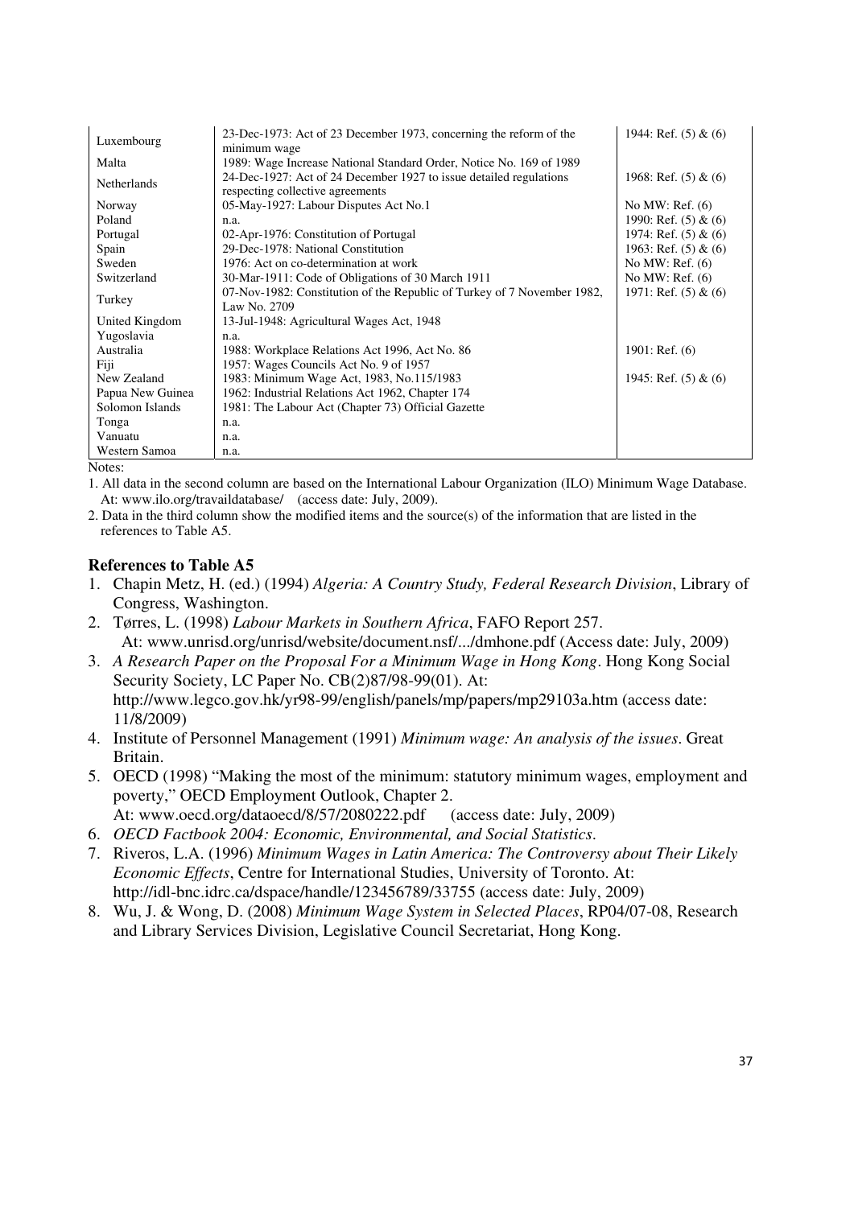| | | |
|---|---|---|
| Luxembourg | 23-Dec-1973: Act of 23 December 1973, concerning the reform of the minimum wage | 1944: Ref. (5) & (6) |
| Malta | 1989: Wage Increase National Standard Order, Notice No. 169 of 1989 | |
| Netherlands | 24-Dec-1927: Act of 24 December 1927 to issue detailed regulations respecting collective agreements | 1968: Ref. (5) & (6) |
| Norway | 05-May-1927: Labour Disputes Act No.1 | No MW: Ref. (6) |
| Poland | n.a. | 1990: Ref. (5) & (6) |
| Portugal | 02-Apr-1976: Constitution of Portugal | 1974: Ref. (5) & (6) |
| Spain | 29-Dec-1978: National Constitution | 1963: Ref. (5) & (6) |
| Sweden | 1976: Act on co-determination at work | No MW: Ref. (6) |
| Switzerland | 30-Mar-1911: Code of Obligations of 30 March 1911 | No MW: Ref. (6) |
| Turkey | 07-Nov-1982: Constitution of the Republic of Turkey of 7 November 1982, Law No. 2709 | 1971: Ref. (5) & (6) |
| United Kingdom | 13-Jul-1948: Agricultural Wages Act, 1948 | |
| Yugoslavia | n.a. | |
| Australia | 1988: Workplace Relations Act 1996, Act No. 86 | 1901: Ref. (6) |
| Fiji | 1957: Wages Councils Act No. 9 of 1957 | |
| New Zealand | 1983: Minimum Wage Act, 1983, No.115/1983 | 1945: Ref. (5) & (6) |
| Papua New Guinea | 1962: Industrial Relations Act 1962, Chapter 174 | |
| Solomon Islands | 1981: The Labour Act (Chapter 73) Official Gazette | |
| Tonga | n.a. | |
| Vanuatu | n.a. | |
| Western Samoa | n.a. | |

Notes:

1. All data in the second column are based on the International Labour Organization (ILO) Minimum Wage Database. At: www.ilo.org/travaildatabase/ (access date: July, 2009).
2. Data in the third column show the modified items and the source(s) of the information that are listed in the references to Table A5.

### References to Table A5

1. Chapin Metz, H. (ed.) (1994) *Algeria: A Country Study, Federal Research Division*, Library of Congress, Washington.
2. Tørres, L. (1998) *Labour Markets in Southern Africa*, FAFO Report 257. At: www.unrisd.org/unrisd/website/document.nsf/.../dmhone.pdf (Access date: July, 2009)
3. *A Research Paper on the Proposal For a Minimum Wage in Hong Kong*. Hong Kong Social Security Society, LC Paper No. CB(2)87/98-99(01). At: http://www.legco.gov.hk/yr98-99/english/panels/mp/papers/mp29103a.htm (access date: 11/8/2009)
4. Institute of Personnel Management (1991) *Minimum wage: An analysis of the issues*. Great Britain.
5. OECD (1998) "Making the most of the minimum: statutory minimum wages, employment and poverty," OECD Employment Outlook, Chapter 2. At: www.oecd.org/dataoecd/8/57/2080222.pdf (access date: July, 2009)
6. *OECD Factbook 2004: Economic, Environmental, and Social Statistics*.
7. Riveros, L.A. (1996) *Minimum Wages in Latin America: The Controversy about Their Likely Economic Effects*, Centre for International Studies, University of Toronto. At: http://idl-bnc.idrc.ca/dspace/handle/123456789/33755 (access date: July, 2009)
8. Wu, J. & Wong, D. (2008) *Minimum Wage System in Selected Places*, RP04/07-08, Research and Library Services Division, Legislative Council Secretariat, Hong Kong.